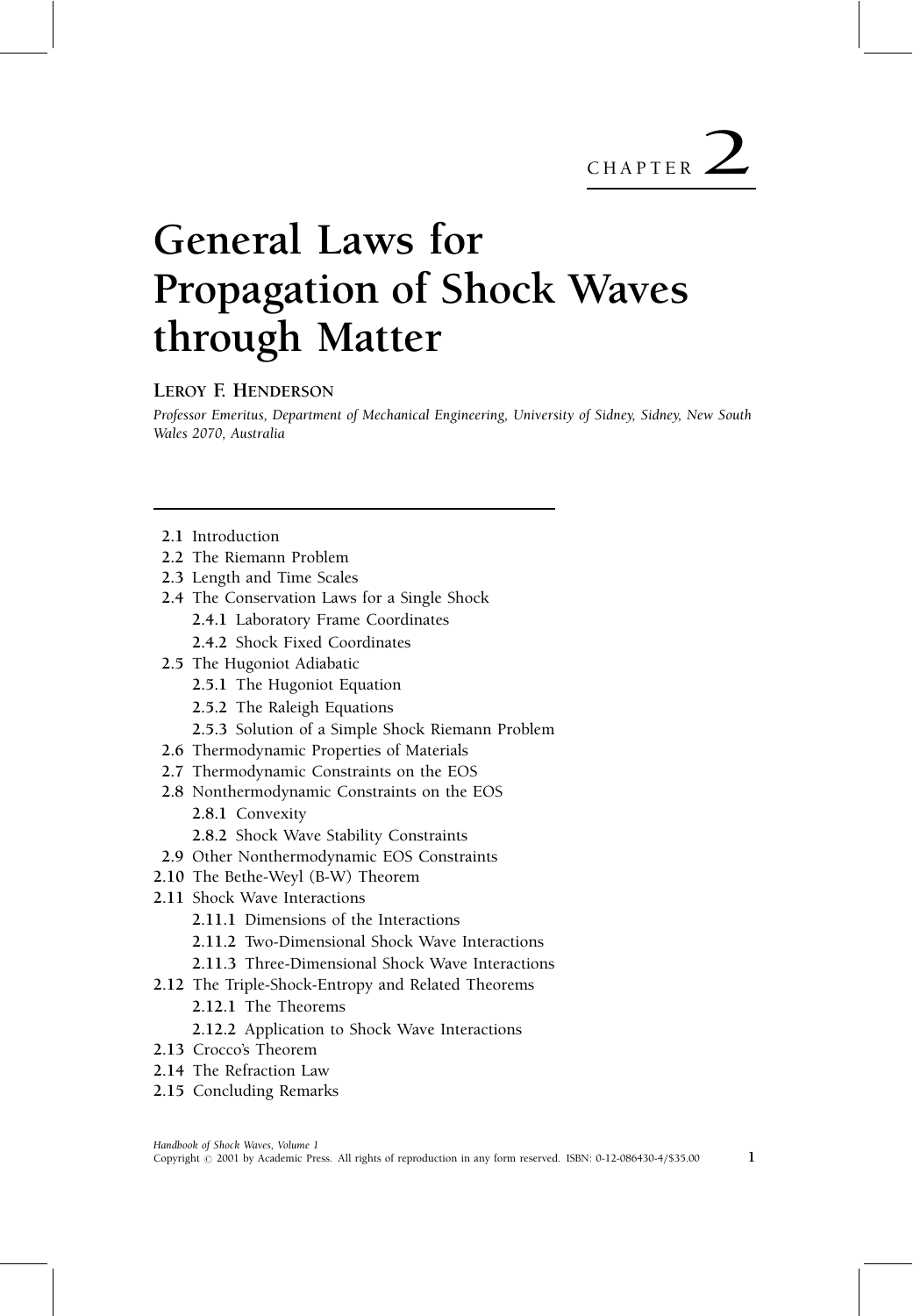CHAPTER 2

# General Laws for Propagation of Shock Waves through Matter

**LEROY F. HENDERSON**

*Professor Emeritus, Department of Mechanical Engineering, University of Sidney, Sidney, New South Wales 2070, Australia*

- **2.1** Introduction
- **2.2** The Riemann Problem
- **2.3** Length and Time Scales
- **2.4** The Conservation Laws for a Single Shock
  - **2.4.1** Laboratory Frame Coordinates
  - **2.4.2** Shock Fixed Coordinates
- **2.5** The Hugoniot Adiabatic
  - **2.5.1** The Hugoniot Equation
  - **2.5.2** The Raleigh Equations
  - **2.5.3** Solution of a Simple Shock Riemann Problem
- **2.6** Thermodynamic Properties of Materials
- **2.7** Thermodynamic Constraints on the EOS
- **2.8** Nonthermodynamic Constraints on the EOS
  - **2.8.1** Convexity
  - **2.8.2** Shock Wave Stability Constraints
- **2.9** Other Nonthermodynamic EOS Constraints
- **2.10** The Bethe-Weyl (B-W) Theorem
- **2.11** Shock Wave Interactions
  - **2.11.1** Dimensions of the Interactions
  - **2.11.2** Two-Dimensional Shock Wave Interactions
  - **2.11.3** Three-Dimensional Shock Wave Interactions
- **2.12** The Triple-Shock-Entropy and Related Theorems
  - **2.12.1** The Theorems
  - **2.12.2** Application to Shock Wave Interactions
- **2.13** Crocco's Theorem
- **2.14** The Refraction Law
- **2.15** Concluding Remarks

*Handbook of Shock Waves, Volume 1*
Copyright © 2001 by Academic Press. All rights of reproduction in any form reserved. ISBN: 0-12-086430-4/$35.00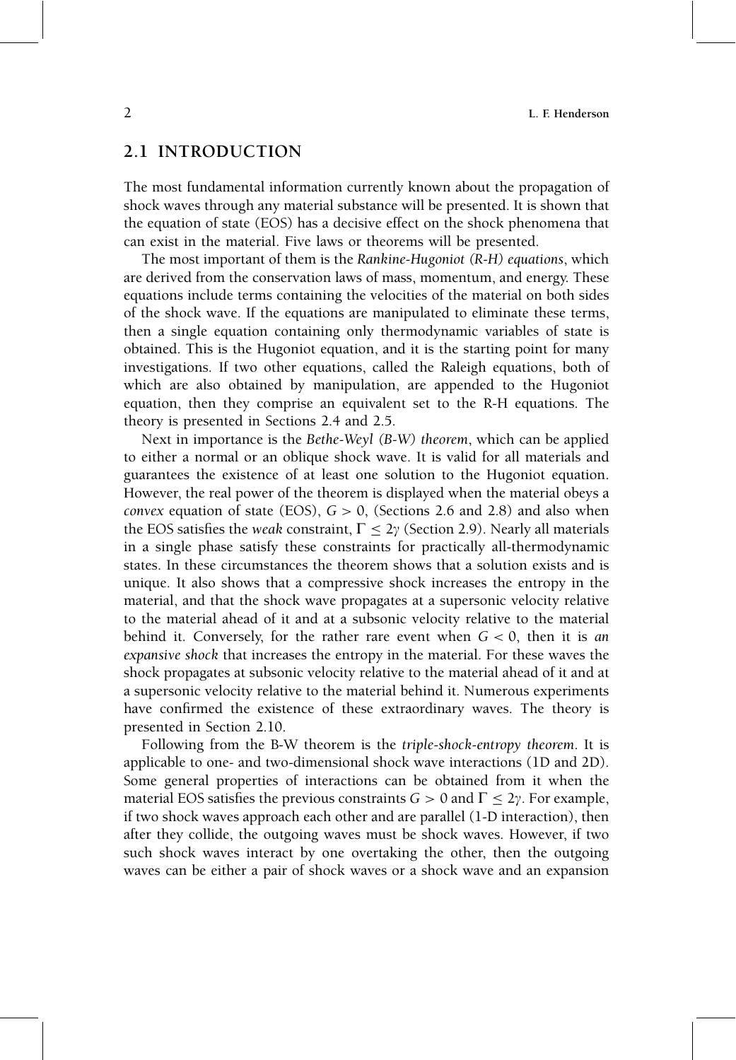## 2.1 INTRODUCTION

The most fundamental information currently known about the propagation of shock waves through any material substance will be presented. It is shown that the equation of state (EOS) has a decisive effect on the shock phenomena that can exist in the material. Five laws or theorems will be presented.

The most important of them is the *Rankine-Hugoniot (R-H) equations*, which are derived from the conservation laws of mass, momentum, and energy. These equations include terms containing the velocities of the material on both sides of the shock wave. If the equations are manipulated to eliminate these terms, then a single equation containing only thermodynamic variables of state is obtained. This is the Hugoniot equation, and it is the starting point for many investigations. If two other equations, called the Raleigh equations, both of which are also obtained by manipulation, are appended to the Hugoniot equation, then they comprise an equivalent set to the R-H equations. The theory is presented in Sections 2.4 and 2.5.

Next in importance is the *Bethe-Weyl (B-W) theorem*, which can be applied to either a normal or an oblique shock wave. It is valid for all materials and guarantees the existence of at least one solution to the Hugoniot equation. However, the real power of the theorem is displayed when the material obeys a *convex* equation of state (EOS), $G > 0$, (Sections 2.6 and 2.8) and also when the EOS satisfies the *weak* constraint, $\Gamma \leq 2\gamma$ (Section 2.9). Nearly all materials in a single phase satisfy these constraints for practically all-thermodynamic states. In these circumstances the theorem shows that a solution exists and is unique. It also shows that a compressive shock increases the entropy in the material, and that the shock wave propagates at a supersonic velocity relative to the material ahead of it and at a subsonic velocity relative to the material behind it. Conversely, for the rather rare event when $G < 0$, then it is *an expansive shock* that increases the entropy in the material. For these waves the shock propagates at subsonic velocity relative to the material ahead of it and at a supersonic velocity relative to the material behind it. Numerous experiments have confirmed the existence of these extraordinary waves. The theory is presented in Section 2.10.

Following from the B-W theorem is the *triple-shock-entropy theorem*. It is applicable to one- and two-dimensional shock wave interactions (1D and 2D). Some general properties of interactions can be obtained from it when the material EOS satisfies the previous constraints $G > 0$ and $\Gamma \leq 2\gamma$. For example, if two shock waves approach each other and are parallel (1-D interaction), then after they collide, the outgoing waves must be shock waves. However, if two such shock waves interact by one overtaking the other, then the outgoing waves can be either a pair of shock waves or a shock wave and an expansion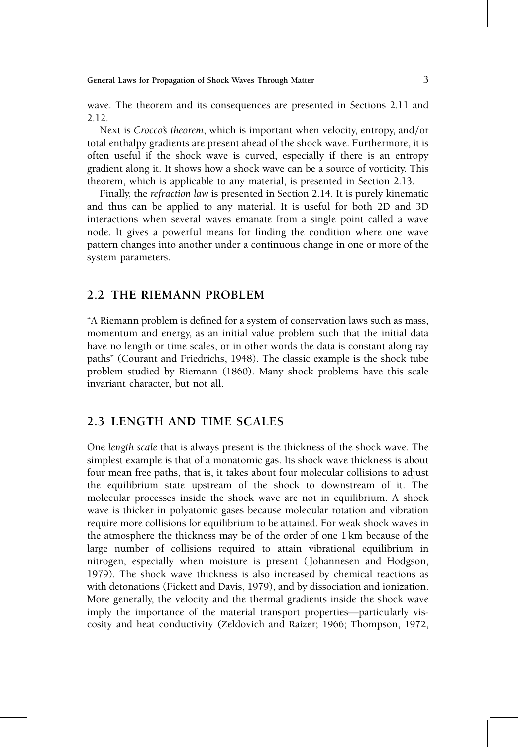wave. The theorem and its consequences are presented in Sections 2.11 and 2.12.

Next is *Crocco's theorem*, which is important when velocity, entropy, and/or total enthalpy gradients are present ahead of the shock wave. Furthermore, it is often useful if the shock wave is curved, especially if there is an entropy gradient along it. It shows how a shock wave can be a source of vorticity. This theorem, which is applicable to any material, is presented in Section 2.13.

Finally, the *refraction law* is presented in Section 2.14. It is purely kinematic and thus can be applied to any material. It is useful for both 2D and 3D interactions when several waves emanate from a single point called a wave node. It gives a powerful means for finding the condition where one wave pattern changes into another under a continuous change in one or more of the system parameters.

## 2.2 THE RIEMANN PROBLEM

"A Riemann problem is defined for a system of conservation laws such as mass, momentum and energy, as an initial value problem such that the initial data have no length or time scales, or in other words the data is constant along ray paths" (Courant and Friedrichs, 1948). The classic example is the shock tube problem studied by Riemann (1860). Many shock problems have this scale invariant character, but not all.

## 2.3 LENGTH AND TIME SCALES

One *length scale* that is always present is the thickness of the shock wave. The simplest example is that of a monatomic gas. Its shock wave thickness is about four mean free paths, that is, it takes about four molecular collisions to adjust the equilibrium state upstream of the shock to downstream of it. The molecular processes inside the shock wave are not in equilibrium. A shock wave is thicker in polyatomic gases because molecular rotation and vibration require more collisions for equilibrium to be attained. For weak shock waves in the atmosphere the thickness may be of the order of one 1 km because of the large number of collisions required to attain vibrational equilibrium in nitrogen, especially when moisture is present (Johannesen and Hodgson, 1979). The shock wave thickness is also increased by chemical reactions as with detonations (Fickett and Davis, 1979), and by dissociation and ionization. More generally, the velocity and the thermal gradients inside the shock wave imply the importance of the material transport properties—particularly viscosity and heat conductivity (Zeldovich and Raizer; 1966; Thompson, 1972,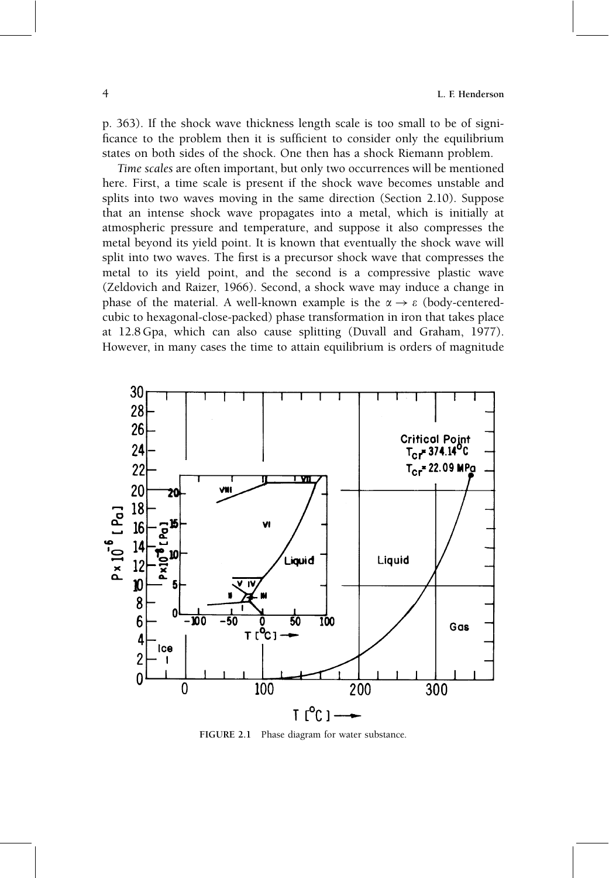p. 363). If the shock wave thickness length scale is too small to be of significance to the problem then it is sufficient to consider only the equilibrium states on both sides of the shock. One then has a shock Riemann problem.

*Time scales* are often important, but only two occurrences will be mentioned here. First, a time scale is present if the shock wave becomes unstable and splits into two waves moving in the same direction (Section 2.10). Suppose that an intense shock wave propagates into a metal, which is initially at atmospheric pressure and temperature, and suppose it also compresses the metal beyond its yield point. It is known that eventually the shock wave will split into two waves. The first is a precursor shock wave that compresses the metal to its yield point, and the second is a compressive plastic wave (Zeldovich and Raizer, 1966). Second, a shock wave may induce a change in phase of the material. A well-known example is the $\alpha \rightarrow \varepsilon$ (body-centered-cubic to hexagonal-close-packed) phase transformation in iron that takes place at 12.8 Gpa, which can also cause splitting (Duvall and Graham, 1977). However, in many cases the time to attain equilibrium is orders of magnitude

**FIGURE 2.1** Phase diagram for water substance.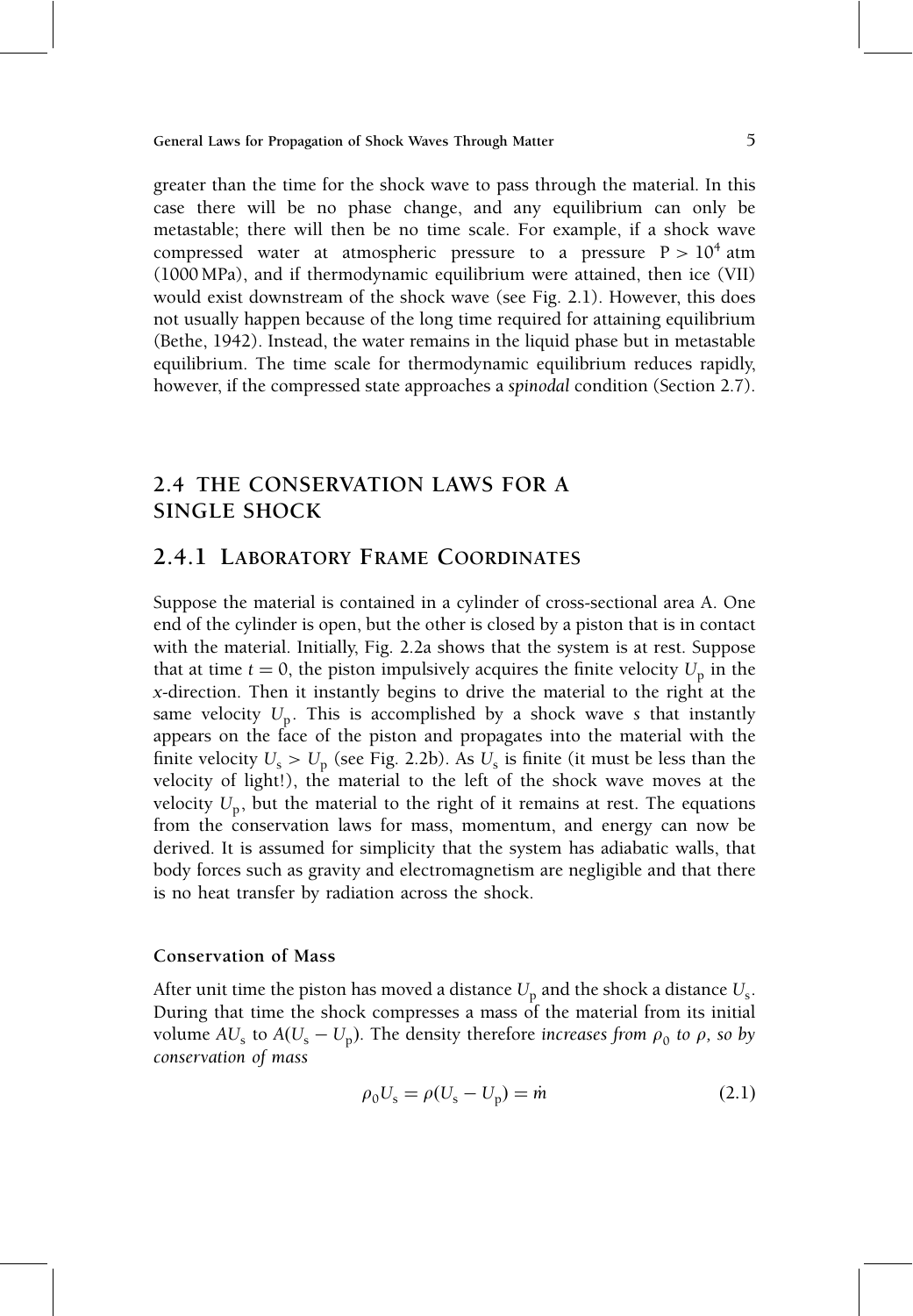greater than the time for the shock wave to pass through the material. In this case there will be no phase change, and any equilibrium can only be metastable; there will then be no time scale. For example, if a shock wave compressed water at atmospheric pressure to a pressure $P > 10^4$ atm (1000 MPa), and if thermodynamic equilibrium were attained, then ice (VII) would exist downstream of the shock wave (see Fig. 2.1). However, this does not usually happen because of the long time required for attaining equilibrium (Bethe, 1942). Instead, the water remains in the liquid phase but in metastable equilibrium. The time scale for thermodynamic equilibrium reduces rapidly, however, if the compressed state approaches a *spinodal* condition (Section 2.7).

## 2.4 THE CONSERVATION LAWS FOR A SINGLE SHOCK

### 2.4.1 LABORATORY FRAME COORDINATES

Suppose the material is contained in a cylinder of cross-sectional area A. One end of the cylinder is open, but the other is closed by a piston that is in contact with the material. Initially, Fig. 2.2a shows that the system is at rest. Suppose that at time $t = 0$, the piston impulsively acquires the finite velocity $U_p$ in the $x$-direction. Then it instantly begins to drive the material to the right at the same velocity $U_p$. This is accomplished by a shock wave $s$ that instantly appears on the face of the piston and propagates into the material with the finite velocity $U_s > U_p$ (see Fig. 2.2b). As $U_s$ is finite (it must be less than the velocity of light!), the material to the left of the shock wave moves at the velocity $U_p$, but the material to the right of it remains at rest. The equations from the conservation laws for mass, momentum, and energy can now be derived. It is assumed for simplicity that the system has adiabatic walls, that body forces such as gravity and electromagnetism are negligible and that there is no heat transfer by radiation across the shock.

#### Conservation of Mass

After unit time the piston has moved a distance $U_p$ and the shock a distance $U_s$. During that time the shock compresses a mass of the material from its initial volume $AU_s$ to $A(U_s - U_p)$. The density therefore *increases from $\rho_0$ to $\rho$, so by conservation of mass*

$$\rho_0 U_s = \rho(U_s - U_p) = \dot{m} \tag{2.1}$$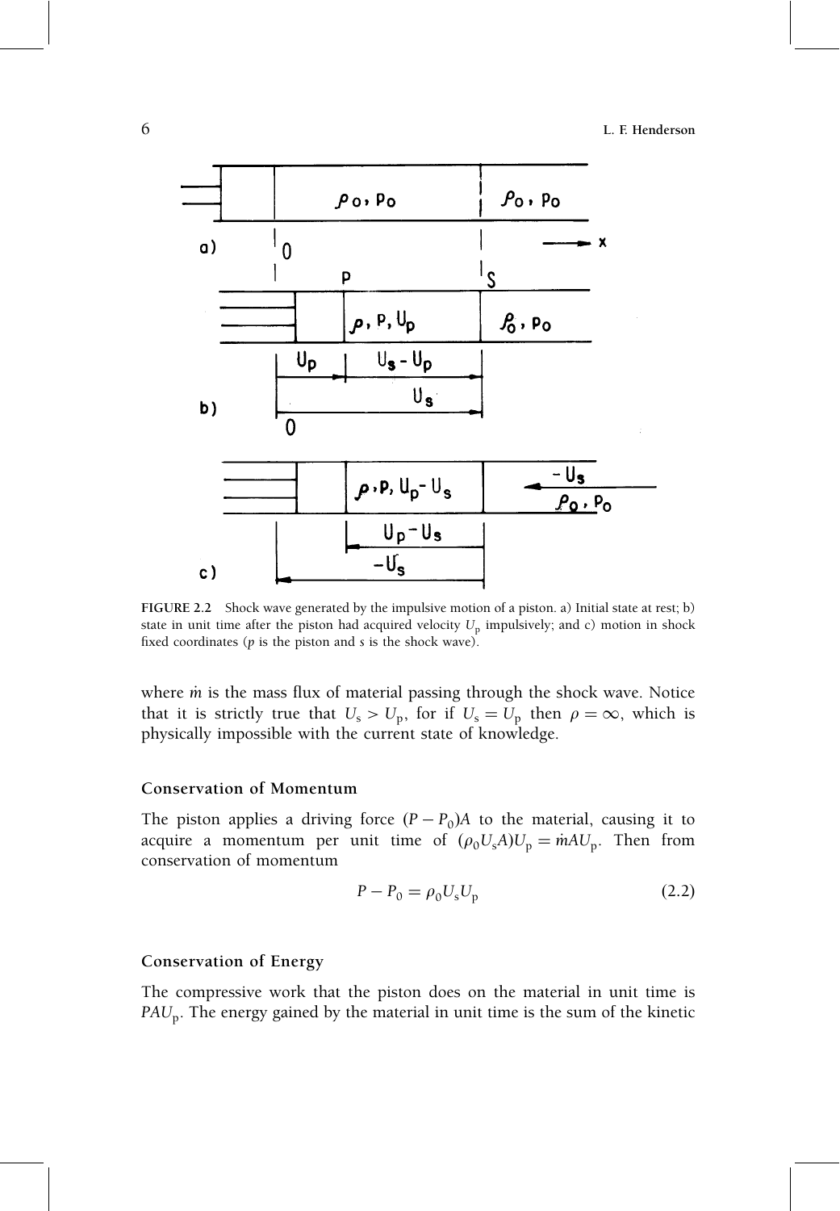FIGURE 2.2 Shock wave generated by the impulsive motion of a piston. a) Initial state at rest; b) state in unit time after the piston had acquired velocity $U_p$ impulsively; and c) motion in shock fixed coordinates ($p$ is the piston and $s$ is the shock wave).

where $\dot{m}$ is the mass flux of material passing through the shock wave. Notice that it is strictly true that $U_s > U_p$, for if $U_s = U_p$ then $\rho = \infty$, which is physically impossible with the current state of knowledge.

### Conservation of Momentum

The piston applies a driving force $(P - P_0)A$ to the material, causing it to acquire a momentum per unit time of $(\rho_0 U_s A)U_p = \dot{m}AU_p$. Then from conservation of momentum

$$P - P_0 = \rho_0 U_s U_p \tag{2.2}$$

### Conservation of Energy

The compressive work that the piston does on the material in unit time is $PAU_p$. The energy gained by the material in unit time is the sum of the kinetic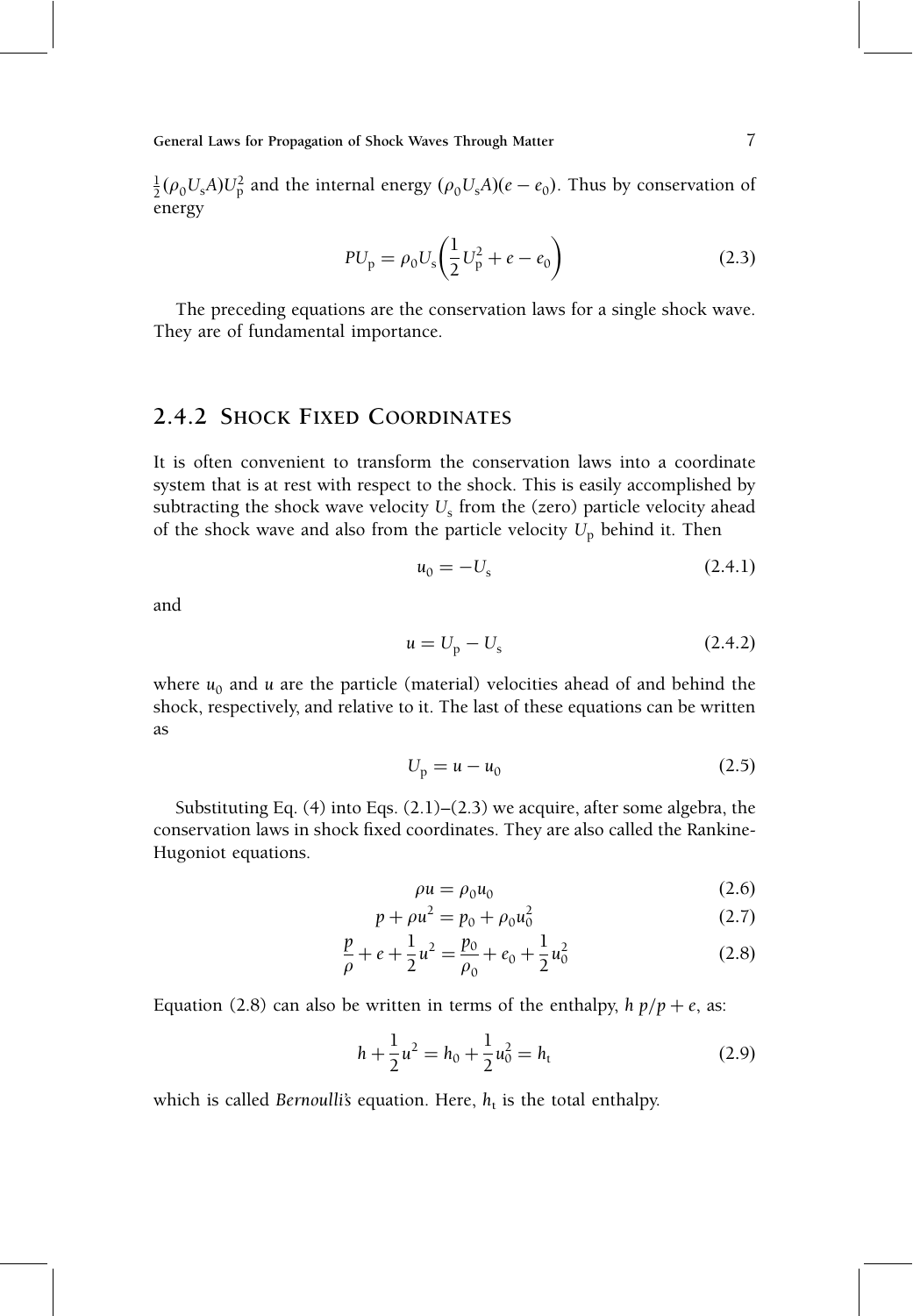$\frac{1}{2}(\rho_0 U_s A)U_p^2$ and the internal energy $(\rho_0 U_s A)(e - e_0)$. Thus by conservation of energy

$$PU_p = \rho_0 U_s \left( \frac{1}{2} U_p^2 + e - e_0 \right) \tag{2.3}$$

The preceding equations are the conservation laws for a single shock wave. They are of fundamental importance.

## 2.4.2 Shock Fixed Coordinates

It is often convenient to transform the conservation laws into a coordinate system that is at rest with respect to the shock. This is easily accomplished by subtracting the shock wave velocity $U_s$ from the (zero) particle velocity ahead of the shock wave and also from the particle velocity $U_p$ behind it. Then

$$u_0 = -U_s \tag{2.4.1}$$

and

$$u = U_p - U_s \tag{2.4.2}$$

where $u_0$ and $u$ are the particle (material) velocities ahead of and behind the shock, respectively, and relative to it. The last of these equations can be written as

$$U_p = u - u_0 \tag{2.5}$$

Substituting Eq. (4) into Eqs. (2.1)–(2.3) we acquire, after some algebra, the conservation laws in shock fixed coordinates. They are also called the Rankine-Hugoniot equations.

$$\rho u = \rho_0 u_0 \tag{2.6}$$

$$p + \rho u^2 = p_0 + \rho_0 u_0^2 \tag{2.7}$$

$$\frac{p}{\rho} + e + \frac{1}{2} u^2 = \frac{p_0}{\rho_0} + e_0 + \frac{1}{2} u_0^2 \tag{2.8}$$

Equation (2.8) can also be written in terms of the enthalpy, $h\ p/p + e$, as:

$$h + \frac{1}{2} u^2 = h_0 + \frac{1}{2} u_0^2 = h_t \tag{2.9}$$

which is called *Bernoulli's* equation. Here, $h_t$ is the total enthalpy.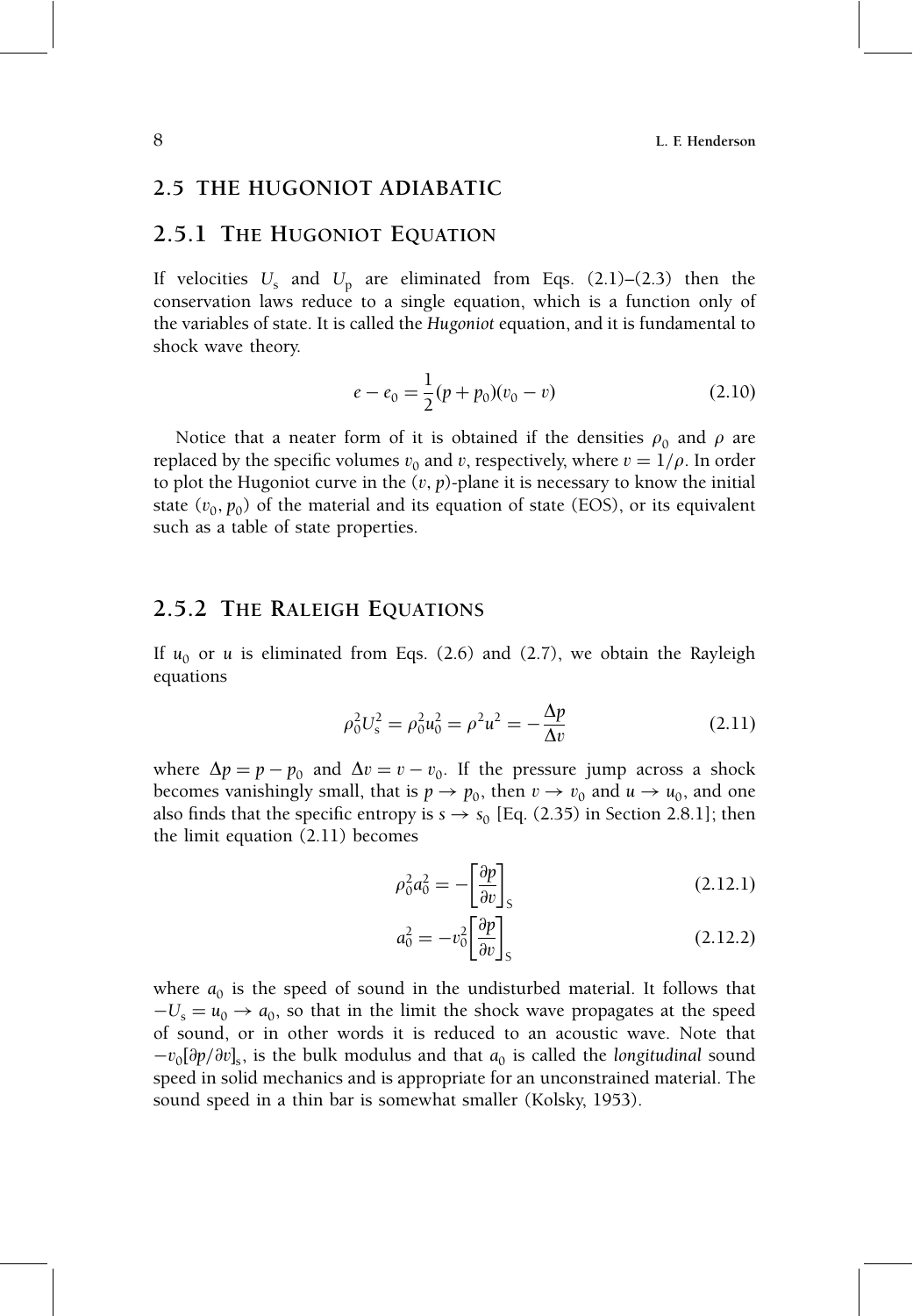## 2.5 THE HUGONIOT ADIABATIC

### 2.5.1 THE HUGONIOT EQUATION

If velocities $U_s$ and $U_p$ are eliminated from Eqs. (2.1)–(2.3) then the conservation laws reduce to a single equation, which is a function only of the variables of state. It is called the *Hugoniot* equation, and it is fundamental to shock wave theory.

$$e - e_0 = \frac{1}{2}(p + p_0)(v_0 - v) \tag{2.10}$$

Notice that a neater form of it is obtained if the densities $\rho_0$ and $\rho$ are replaced by the specific volumes $v_0$ and $v$, respectively, where $v = 1/\rho$. In order to plot the Hugoniot curve in the $(v, p)$-plane it is necessary to know the initial state $(v_0, p_0)$ of the material and its equation of state (EOS), or its equivalent such as a table of state properties.

### 2.5.2 THE RALEIGH EQUATIONS

If $u_0$ or $u$ is eliminated from Eqs. (2.6) and (2.7), we obtain the Rayleigh equations

$$\rho_0^2 U_s^2 = \rho_0^2 u_0^2 = \rho^2 u^2 = -\frac{\Delta p}{\Delta v} \tag{2.11}$$

where $\Delta p = p - p_0$ and $\Delta v = v - v_0$. If the pressure jump across a shock becomes vanishingly small, that is $p \to p_0$, then $v \to v_0$ and $u \to u_0$, and one also finds that the specific entropy is $s \to s_0$ [Eq. (2.35) in Section 2.8.1]; then the limit equation (2.11) becomes

$$\rho_0^2 a_0^2 = -\left[\frac{\partial p}{\partial v}\right]_S \tag{2.12.1}$$

$$a_0^2 = -v_0^2 \left[\frac{\partial p}{\partial v}\right]_S \tag{2.12.2}$$

where $a_0$ is the speed of sound in the undisturbed material. It follows that $-U_s = u_0 \to a_0$, so that in the limit the shock wave propagates at the speed of sound, or in other words it is reduced to an acoustic wave. Note that $-v_0[\partial p/\partial v]_s$ is the bulk modulus and that $a_0$ is called the *longitudinal* sound speed in solid mechanics and is appropriate for an unconstrained material. The sound speed in a thin bar is somewhat smaller (Kolsky, 1953).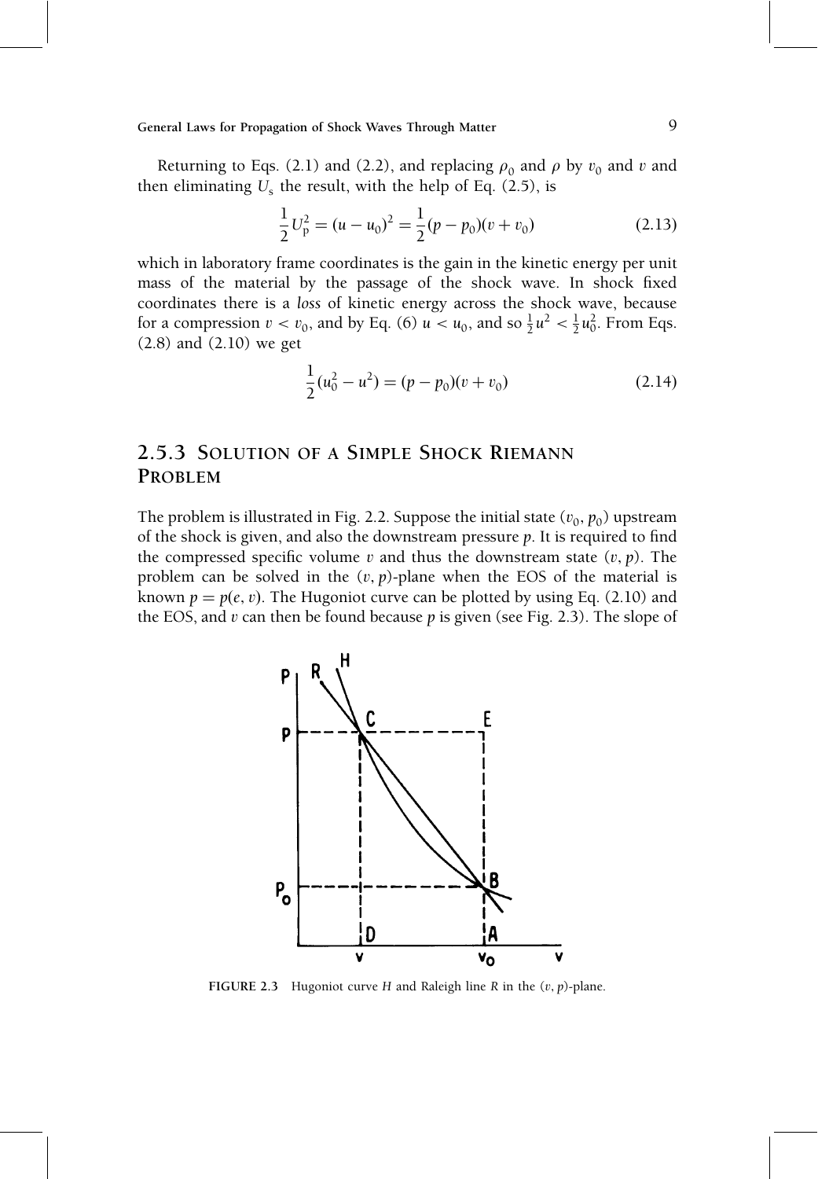Returning to Eqs. (2.1) and (2.2), and replacing $\rho_0$ and $\rho$ by $v_0$ and $v$ and then eliminating $U_s$ the result, with the help of Eq. (2.5), is

$$\frac{1}{2}U_p^2 = (u - u_0)^2 = \frac{1}{2}(p - p_0)(v + v_0) \tag{2.13}$$

which in laboratory frame coordinates is the gain in the kinetic energy per unit mass of the material by the passage of the shock wave. In shock fixed coordinates there is a *loss* of kinetic energy across the shock wave, because for a compression $v < v_0$, and by Eq. (6) $u < u_0$, and so $\frac{1}{2}u^2 < \frac{1}{2}u_0^2$. From Eqs. (2.8) and (2.10) we get

$$\frac{1}{2}(u_0^2 - u^2) = (p - p_0)(v + v_0) \tag{2.14}$$

## 2.5.3 Solution of a Simple Shock Riemann Problem

The problem is illustrated in Fig. 2.2. Suppose the initial state $(v_0, p_0)$ upstream of the shock is given, and also the downstream pressure $p$. It is required to find the compressed specific volume $v$ and thus the downstream state $(v, p)$. The problem can be solved in the $(v, p)$-plane when the EOS of the material is known $p = p(e, v)$. The Hugoniot curve can be plotted by using Eq. (2.10) and the EOS, and $v$ can then be found because $p$ is given (see Fig. 2.3). The slope of

**FIGURE 2.3** Hugoniot curve $H$ and Raleigh line $R$ in the $(v, p)$-plane.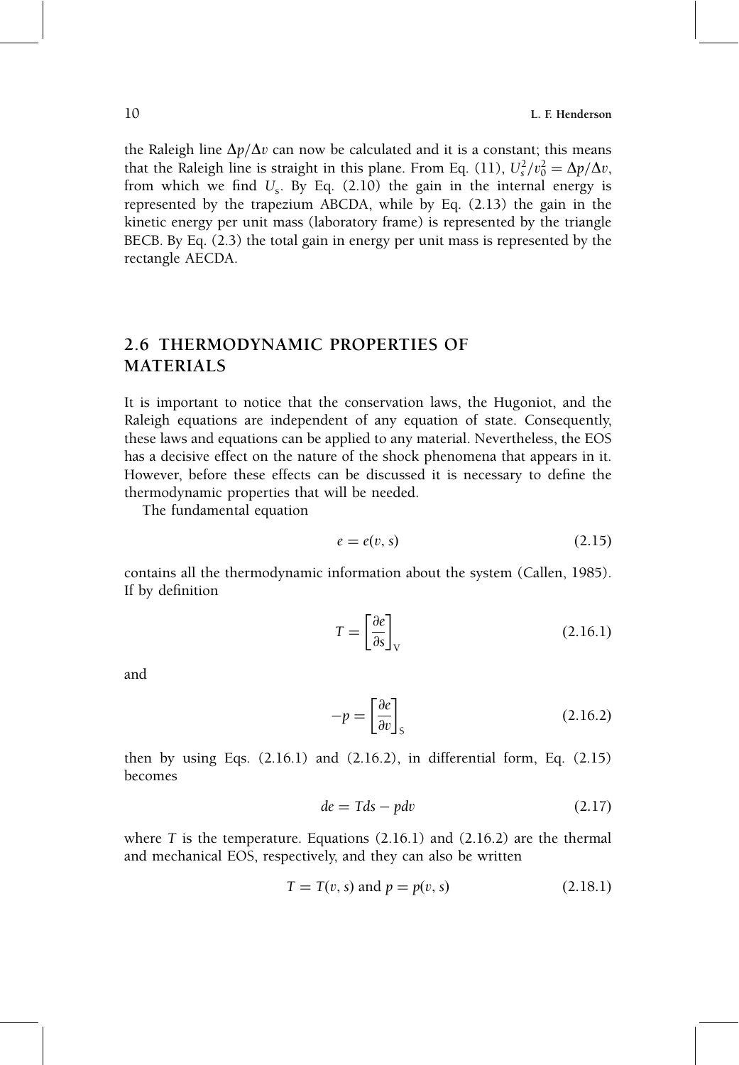the Raleigh line $\Delta p/\Delta v$ can now be calculated and it is a constant; this means that the Raleigh line is straight in this plane. From Eq. (11), $U_s^2/v_0^2 = \Delta p/\Delta v$, from which we find $U_s$. By Eq. (2.10) the gain in the internal energy is represented by the trapezium ABCDA, while by Eq. (2.13) the gain in the kinetic energy per unit mass (laboratory frame) is represented by the triangle BECB. By Eq. (2.3) the total gain in energy per unit mass is represented by the rectangle AECDA.

## 2.6 THERMODYNAMIC PROPERTIES OF MATERIALS

It is important to notice that the conservation laws, the Hugoniot, and the Raleigh equations are independent of any equation of state. Consequently, these laws and equations can be applied to any material. Nevertheless, the EOS has a decisive effect on the nature of the shock phenomena that appears in it. However, before these effects can be discussed it is necessary to define the thermodynamic properties that will be needed.

The fundamental equation

$$e = e(v, s) \tag{2.15}$$

contains all the thermodynamic information about the system (Callen, 1985). If by definition

$$T = \left[\frac{\partial e}{\partial s}\right]_V \tag{2.16.1}$$

and

$$-p = \left[\frac{\partial e}{\partial v}\right]_S \tag{2.16.2}$$

then by using Eqs. (2.16.1) and (2.16.2), in differential form, Eq. (2.15) becomes

$$de = Tds - pdv \tag{2.17}$$

where $T$ is the temperature. Equations (2.16.1) and (2.16.2) are the thermal and mechanical EOS, respectively, and they can also be written

$$T = T(v, s) \text{ and } p = p(v, s) \tag{2.18.1}$$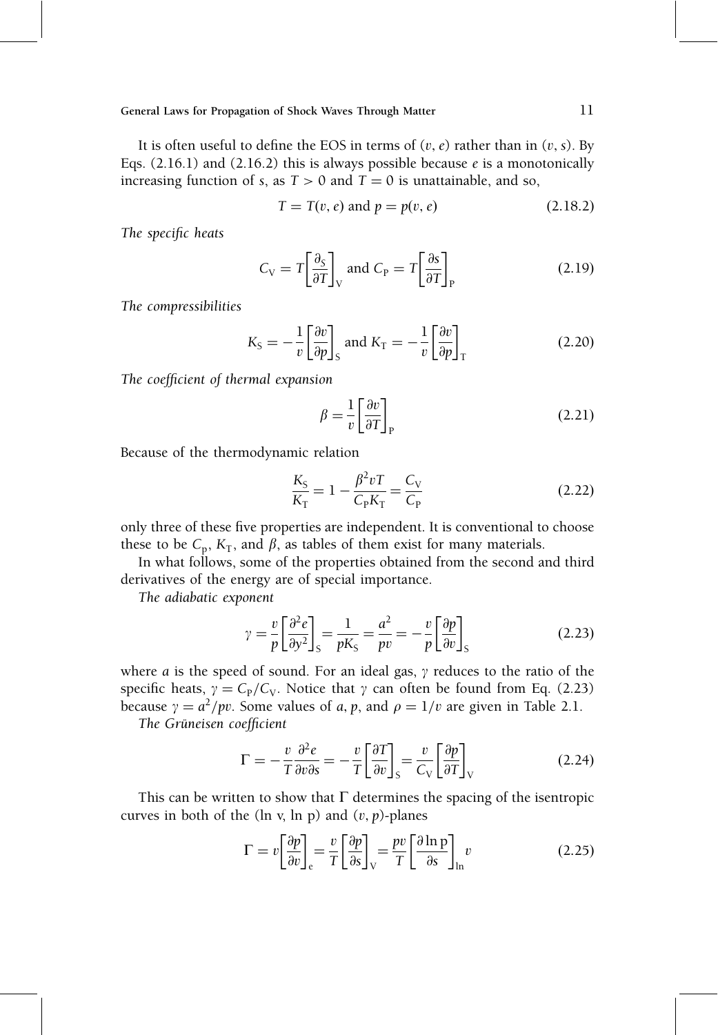It is often useful to define the EOS in terms of $(v, e)$ rather than in $(v, s)$. By Eqs. (2.16.1) and (2.16.2) this is always possible because $e$ is a monotonically increasing function of $s$, as $T > 0$ and $T = 0$ is unattainable, and so,

$$T = T(v, e) \text{ and } p = p(v, e) \tag{2.18.2}$$

*The specific heats*

$$C_{\mathrm{V}} = T\left[\frac{\partial_S}{\partial T}\right]_{\mathrm{V}} \text{ and } C_{\mathrm{P}} = T\left[\frac{\partial s}{\partial T}\right]_{\mathrm{P}} \tag{2.19}$$

*The compressibilities*

$$K_{\mathrm{S}} = -\frac{1}{v}\left[\frac{\partial v}{\partial p}\right]_{\mathrm{S}} \text{ and } K_{\mathrm{T}} = -\frac{1}{v}\left[\frac{\partial v}{\partial p}\right]_{\mathrm{T}} \tag{2.20}$$

*The coefficient of thermal expansion*

$$\beta = \frac{1}{v}\left[\frac{\partial v}{\partial T}\right]_{\mathrm{P}} \tag{2.21}$$

Because of the thermodynamic relation

$$\frac{K_{\mathrm{S}}}{K_{\mathrm{T}}} = 1 - \frac{\beta^2 v T}{C_{\mathrm{P}} K_{\mathrm{T}}} = \frac{C_{\mathrm{V}}}{C_{\mathrm{P}}} \tag{2.22}$$

only three of these five properties are independent. It is conventional to choose these to be $C_{\mathrm{p}}$, $K_{\mathrm{T}}$, and $\beta$, as tables of them exist for many materials.

In what follows, some of the properties obtained from the second and third derivatives of the energy are of special importance.

*The adiabatic exponent*

$$\gamma = \frac{v}{p}\left[\frac{\partial^2 e}{\partial y^2}\right]_{\mathrm{S}} = \frac{1}{pK_{\mathrm{S}}} = \frac{a^2}{pv} = -\frac{v}{p}\left[\frac{\partial p}{\partial v}\right]_{\mathrm{S}} \tag{2.23}$$

where $a$ is the speed of sound. For an ideal gas, $\gamma$ reduces to the ratio of the specific heats, $\gamma = C_{\mathrm{P}}/C_{\mathrm{V}}$. Notice that $\gamma$ can often be found from Eq. (2.23) because $\gamma = a^2/pv$. Some values of $a$, $p$, and $\rho = 1/v$ are given in Table 2.1.

*The Grüneisen coefficient*

$$\Gamma = -\frac{v}{T}\frac{\partial^2 e}{\partial v \partial s} = -\frac{v}{T}\left[\frac{\partial T}{\partial v}\right]_{\mathrm{S}} = \frac{v}{C_{\mathrm{V}}}\left[\frac{\partial p}{\partial T}\right]_{\mathrm{V}} \tag{2.24}$$

This can be written to show that $\Gamma$ determines the spacing of the isentropic curves in both of the (ln v, ln p) and $(v, p)$-planes

$$\Gamma = v\left[\frac{\partial p}{\partial v}\right]_{\mathrm{e}} = \frac{v}{T}\left[\frac{\partial p}{\partial s}\right]_{\mathrm{V}} = \frac{pv}{T}\left[\frac{\partial \ln \mathrm{p}}{\partial s}\right]_{\ln} v \tag{2.25}$$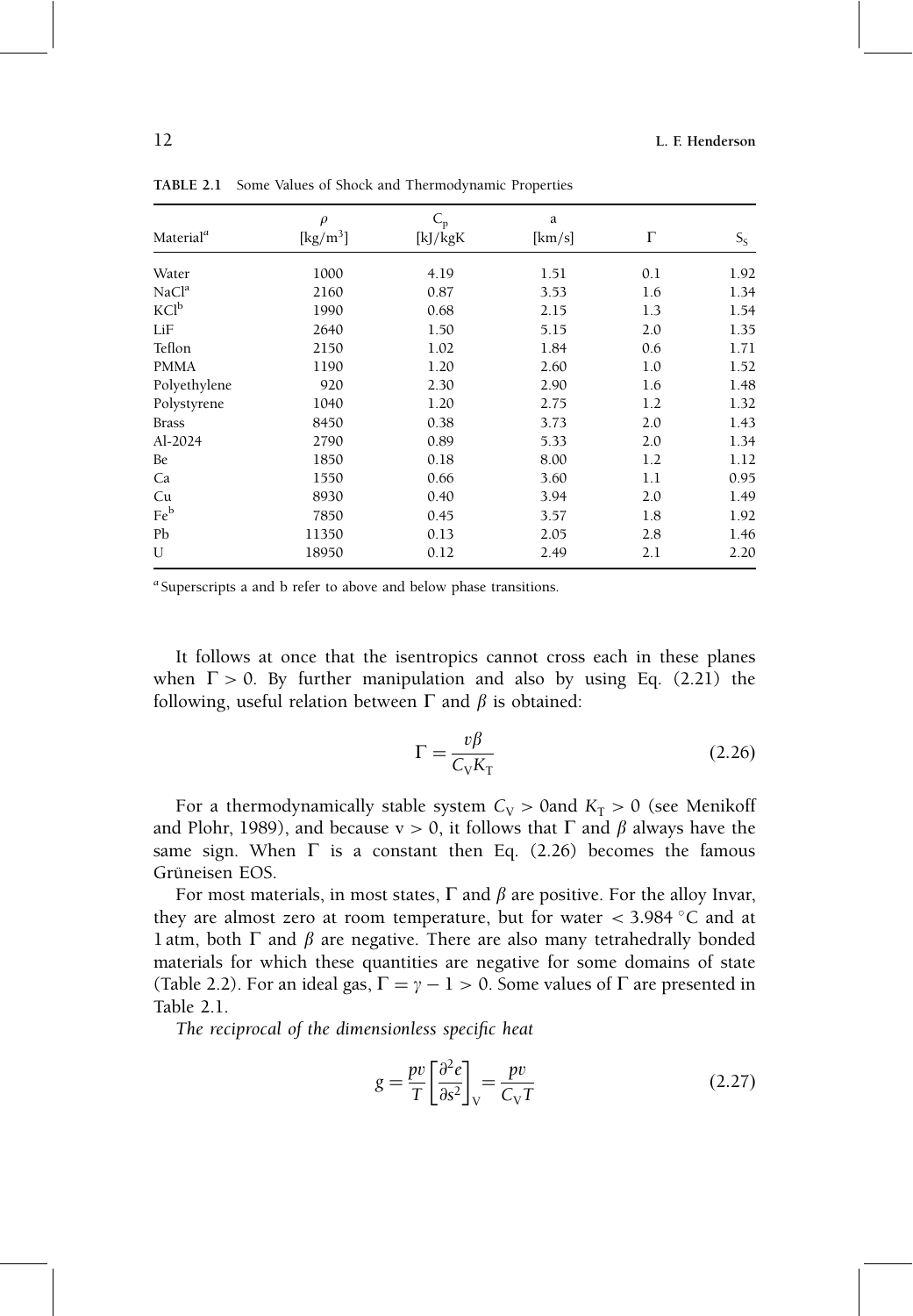**TABLE 2.1** Some Values of Shock and Thermodynamic Properties

| Material[a] | $\rho$ [kg/m$^3$] | $C_p$ [kJ/kgK | a [km/s] | $\Gamma$ | $S_S$ |
|---|---|---|---|---|---|
| Water | 1000 | 4.19 | 1.51 | 0.1 | 1.92 |
| NaCl[a] | 2160 | 0.87 | 3.53 | 1.6 | 1.34 |
| KCl[b] | 1990 | 0.68 | 2.15 | 1.3 | 1.54 |
| LiF | 2640 | 1.50 | 5.15 | 2.0 | 1.35 |
| Teflon | 2150 | 1.02 | 1.84 | 0.6 | 1.71 |
| PMMA | 1190 | 1.20 | 2.60 | 1.0 | 1.52 |
| Polyethylene | 920 | 2.30 | 2.90 | 1.6 | 1.48 |
| Polystyrene | 1040 | 1.20 | 2.75 | 1.2 | 1.32 |
| Brass | 8450 | 0.38 | 3.73 | 2.0 | 1.43 |
| Al-2024 | 2790 | 0.89 | 5.33 | 2.0 | 1.34 |
| Be | 1850 | 0.18 | 8.00 | 1.2 | 1.12 |
| Ca | 1550 | 0.66 | 3.60 | 1.1 | 0.95 |
| Cu | 8930 | 0.40 | 3.94 | 2.0 | 1.49 |
| Fe[b] | 7850 | 0.45 | 3.57 | 1.8 | 1.92 |
| Pb | 11350 | 0.13 | 2.05 | 2.8 | 1.46 |
| U | 18950 | 0.12 | 2.49 | 2.1 | 2.20 |

[a] Superscripts a and b refer to above and below phase transitions.

It follows at once that the isentropics cannot cross each in these planes when $\Gamma > 0$. By further manipulation and also by using Eq. (2.21) the following, useful relation between $\Gamma$ and $\beta$ is obtained:

$$\Gamma = \frac{v\beta}{C_V K_T} \tag{2.26}$$

For a thermodynamically stable system $C_V > 0$and $K_T > 0$ (see Menikoff and Plohr, 1989), and because $v > 0$, it follows that $\Gamma$ and $\beta$ always have the same sign. When $\Gamma$ is a constant then Eq. (2.26) becomes the famous Grüneisen EOS.

For most materials, in most states, $\Gamma$ and $\beta$ are positive. For the alloy Invar, they are almost zero at room temperature, but for water $< 3.984\,^\circ$C and at 1 atm, both $\Gamma$ and $\beta$ are negative. There are also many tetrahedrally bonded materials for which these quantities are negative for some domains of state (Table 2.2). For an ideal gas, $\Gamma = \gamma - 1 > 0$. Some values of $\Gamma$ are presented in Table 2.1.

*The reciprocal of the dimensionless specific heat*

$$g = \frac{pv}{T}\left[\frac{\partial^2 e}{\partial s^2}\right]_V = \frac{pv}{C_V T} \tag{2.27}$$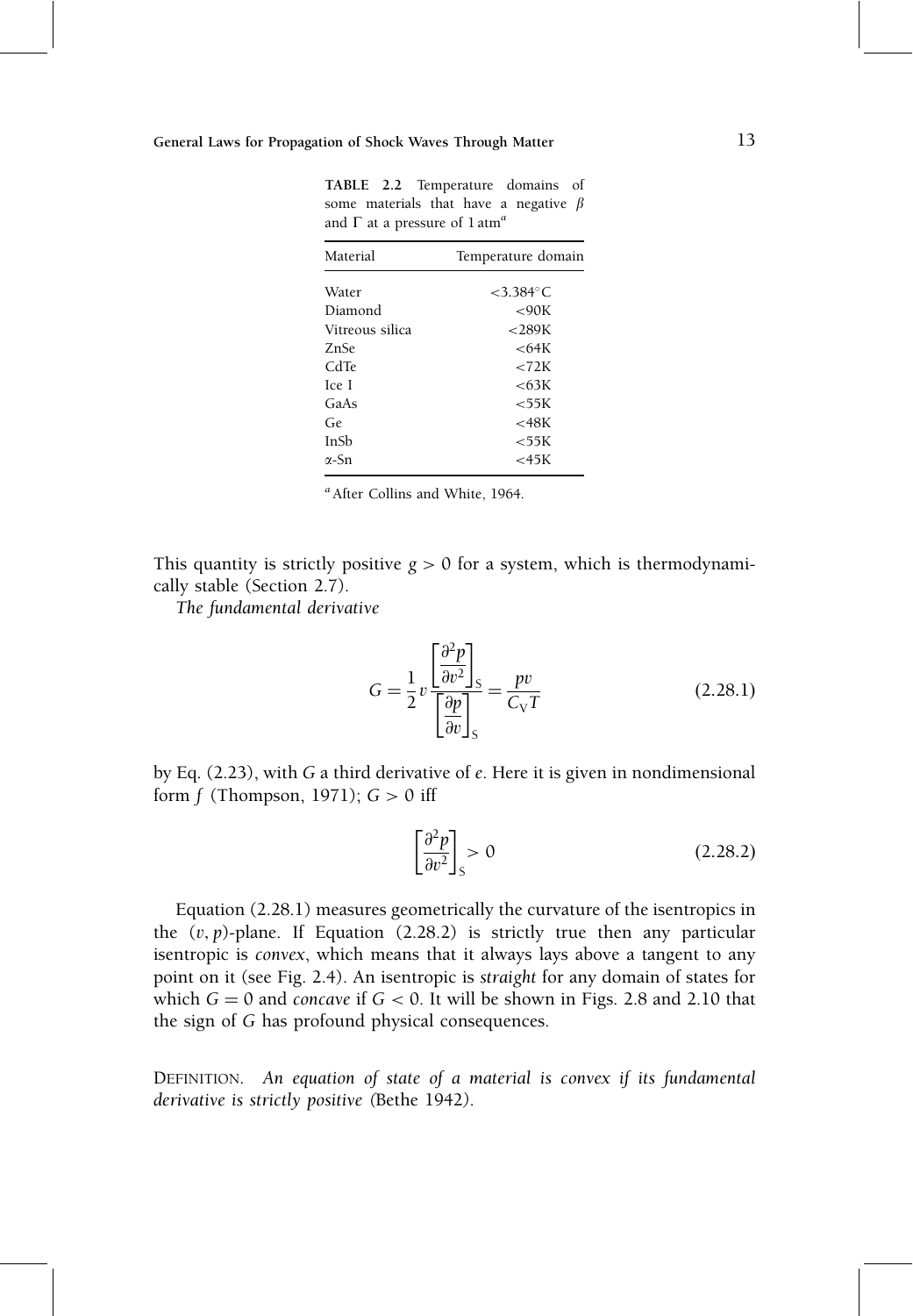**TABLE 2.2** Temperature domains of some materials that have a negative $\beta$ and $\Gamma$ at a pressure of 1 atm[a]

| Material | Temperature domain |
|---|---|
| Water | <3.384°C |
| Diamond | <90K |
| Vitreous silica | <289K |
| ZnSe | <64K |
| CdTe | <72K |
| Ice I | <63K |
| GaAs | <55K |
| Ge | <48K |
| InSb | <55K |
| α-Sn | <45K |

[a] After Collins and White, 1964.

This quantity is strictly positive $g > 0$ for a system, which is thermodynamically stable (Section 2.7).

*The fundamental derivative*

$$G = \frac{1}{2} v \frac{\left[\dfrac{\partial^2 p}{\partial v^2}\right]_S}{\left[\dfrac{\partial p}{\partial v}\right]_S} = \frac{pv}{C_V T} \tag{2.28.1}$$

by Eq. (2.23), with $G$ a third derivative of $e$. Here it is given in nondimensional form $f$ (Thompson, 1971); $G > 0$ iff

$$\left[\frac{\partial^2 p}{\partial v^2}\right]_S > 0 \tag{2.28.2}$$

Equation (2.28.1) measures geometrically the curvature of the isentropics in the $(v, p)$-plane. If Equation (2.28.2) is strictly true then any particular isentropic is *convex*, which means that it always lays above a tangent to any point on it (see Fig. 2.4). An isentropic is *straight* for any domain of states for which $G = 0$ and *concave* if $G < 0$. It will be shown in Figs. 2.8 and 2.10 that the sign of $G$ has profound physical consequences.

DEFINITION. *An equation of state of a material is convex if its fundamental derivative is strictly positive* (Bethe 1942).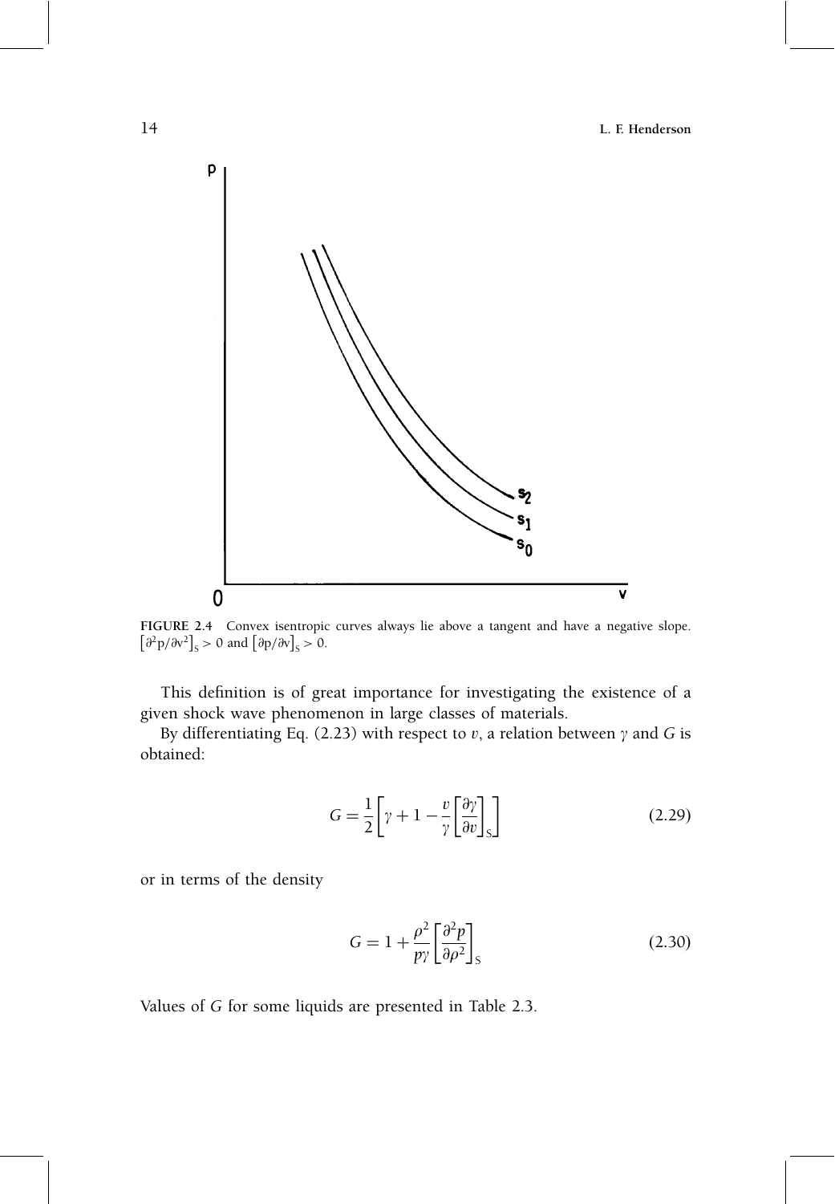**FIGURE 2.4** Convex isentropic curves always lie above a tangent and have a negative slope. $\left[\partial^2 p/\partial v^2\right]_S > 0$ and $\left[\partial p/\partial v\right]_S > 0$.

This definition is of great importance for investigating the existence of a given shock wave phenomenon in large classes of materials.

By differentiating Eq. (2.23) with respect to $v$, a relation between $\gamma$ and $G$ is obtained:

$$G = \frac{1}{2}\left[\gamma + 1 - \frac{v}{\gamma}\left[\frac{\partial \gamma}{\partial v}\right]_S\right] \tag{2.29}$$

or in terms of the density

$$G = 1 + \frac{\rho^2}{p\gamma}\left[\frac{\partial^2 p}{\partial \rho^2}\right]_S \tag{2.30}$$

Values of $G$ for some liquids are presented in Table 2.3.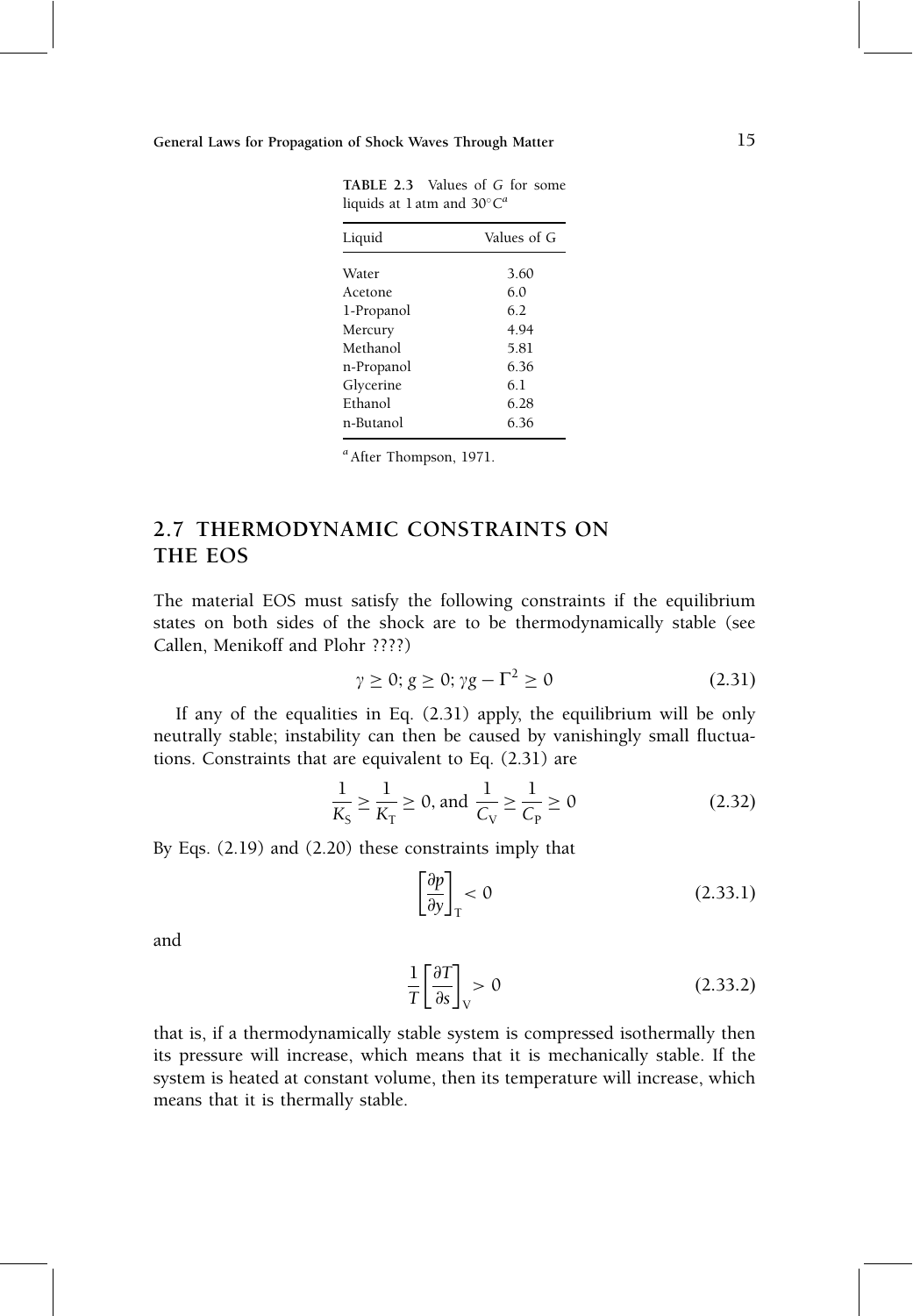**TABLE 2.3** Values of $G$ for some liquids at 1 atm and 30°C[a]

| Liquid | Values of G |
|---|---|
| Water | 3.60 |
| Acetone | 6.0 |
| 1-Propanol | 6.2 |
| Mercury | 4.94 |
| Methanol | 5.81 |
| n-Propanol | 6.36 |
| Glycerine | 6.1 |
| Ethanol | 6.28 |
| n-Butanol | 6.36 |

[a] After Thompson, 1971.

## 2.7 THERMODYNAMIC CONSTRAINTS ON THE EOS

The material EOS must satisfy the following constraints if the equilibrium states on both sides of the shock are to be thermodynamically stable (see Callen, Menikoff and Plohr ????)

$$\gamma \geq 0; \, g \geq 0; \, \gamma g - \Gamma^2 \geq 0 \tag{2.31}$$

If any of the equalities in Eq. (2.31) apply, the equilibrium will be only neutrally stable; instability can then be caused by vanishingly small fluctuations. Constraints that are equivalent to Eq. (2.31) are

$$\frac{1}{K_S} \geq \frac{1}{K_T} \geq 0, \text{ and } \frac{1}{C_V} \geq \frac{1}{C_P} \geq 0 \tag{2.32}$$

By Eqs. (2.19) and (2.20) these constraints imply that

$$\left[\frac{\partial p}{\partial v}\right]_T < 0 \tag{2.33.1}$$

and

$$\frac{1}{T}\left[\frac{\partial T}{\partial s}\right]_V > 0 \tag{2.33.2}$$

that is, if a thermodynamically stable system is compressed isothermally then its pressure will increase, which means that it is mechanically stable. If the system is heated at constant volume, then its temperature will increase, which means that it is thermally stable.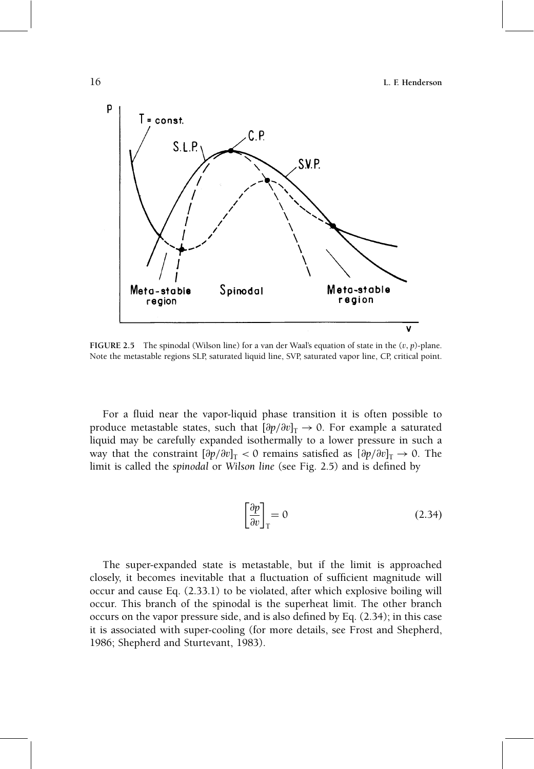**FIGURE 2.5** The spinodal (Wilson line) for a van der Waal's equation of state in the $(v, p)$-plane. Note the metastable regions SLP, saturated liquid line, SVP, saturated vapor line, CP, critical point.

For a fluid near the vapor-liquid phase transition it is often possible to produce metastable states, such that $[\partial p/\partial v]_T \rightarrow 0$. For example a saturated liquid may be carefully expanded isothermally to a lower pressure in such a way that the constraint $[\partial p/\partial v]_T < 0$ remains satisfied as $[\partial p/\partial v]_T \rightarrow 0$. The limit is called the *spinodal* or *Wilson line* (see Fig. 2.5) and is defined by

$$\left[\frac{\partial p}{\partial v}\right]_T = 0 \tag{2.34}$$

The super-expanded state is metastable, but if the limit is approached closely, it becomes inevitable that a fluctuation of sufficient magnitude will occur and cause Eq. (2.33.1) to be violated, after which explosive boiling will occur. This branch of the spinodal is the superheat limit. The other branch occurs on the vapor pressure side, and is also defined by Eq. (2.34); in this case it is associated with super-cooling (for more details, see Frost and Shepherd, 1986; Shepherd and Sturtevant, 1983).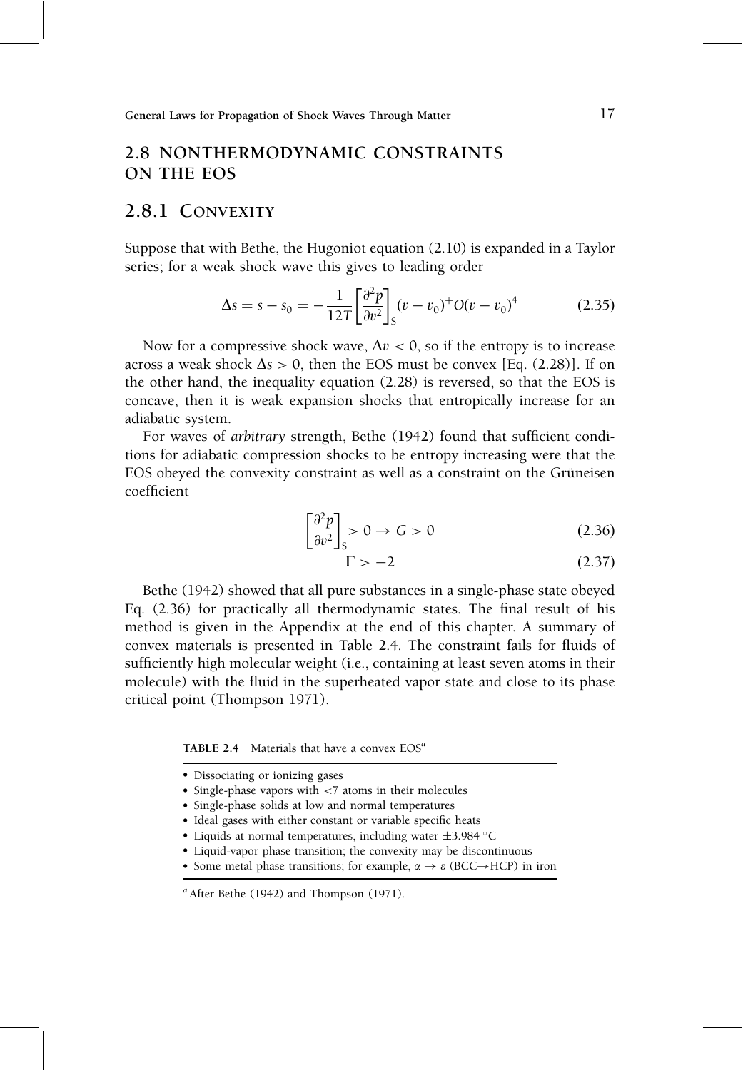## 2.8 NONTHERMODYNAMIC CONSTRAINTS ON THE EOS

### 2.8.1 CONVEXITY

Suppose that with Bethe, the Hugoniot equation (2.10) is expanded in a Taylor series; for a weak shock wave this gives to leading order

$$\Delta s = s - s_0 = -\frac{1}{12T}\left[\frac{\partial^2 p}{\partial v^2}\right]_S (v - v_0)^{+} O(v - v_0)^4 \tag{2.35}$$

Now for a compressive shock wave, $\Delta v < 0$, so if the entropy is to increase across a weak shock $\Delta s > 0$, then the EOS must be convex [Eq. (2.28)]. If on the other hand, the inequality equation (2.28) is reversed, so that the EOS is concave, then it is weak expansion shocks that entropically increase for an adiabatic system.

For waves of *arbitrary* strength, Bethe (1942) found that sufficient conditions for adiabatic compression shocks to be entropy increasing were that the EOS obeyed the convexity constraint as well as a constraint on the Grüneisen coefficient

$$\left[\frac{\partial^2 p}{\partial v^2}\right]_S > 0 \rightarrow G > 0 \tag{2.36}$$

$$\Gamma > -2 \tag{2.37}$$

Bethe (1942) showed that all pure substances in a single-phase state obeyed Eq. (2.36) for practically all thermodynamic states. The final result of his method is given in the Appendix at the end of this chapter. A summary of convex materials is presented in Table 2.4. The constraint fails for fluids of sufficiently high molecular weight (i.e., containing at least seven atoms in their molecule) with the fluid in the superheated vapor state and close to its phase critical point (Thompson 1971).

**TABLE 2.4** Materials that have a convex EOS[a]

- Dissociating or ionizing gases
- Single-phase vapors with <7 atoms in their molecules
- Single-phase solids at low and normal temperatures
- Ideal gases with either constant or variable specific heats
- Liquids at normal temperatures, including water ±3.984 °C
- Liquid-vapor phase transition; the convexity may be discontinuous
- Some metal phase transitions; for example, $\alpha \rightarrow \varepsilon$ (BCC→HCP) in iron

[a] After Bethe (1942) and Thompson (1971).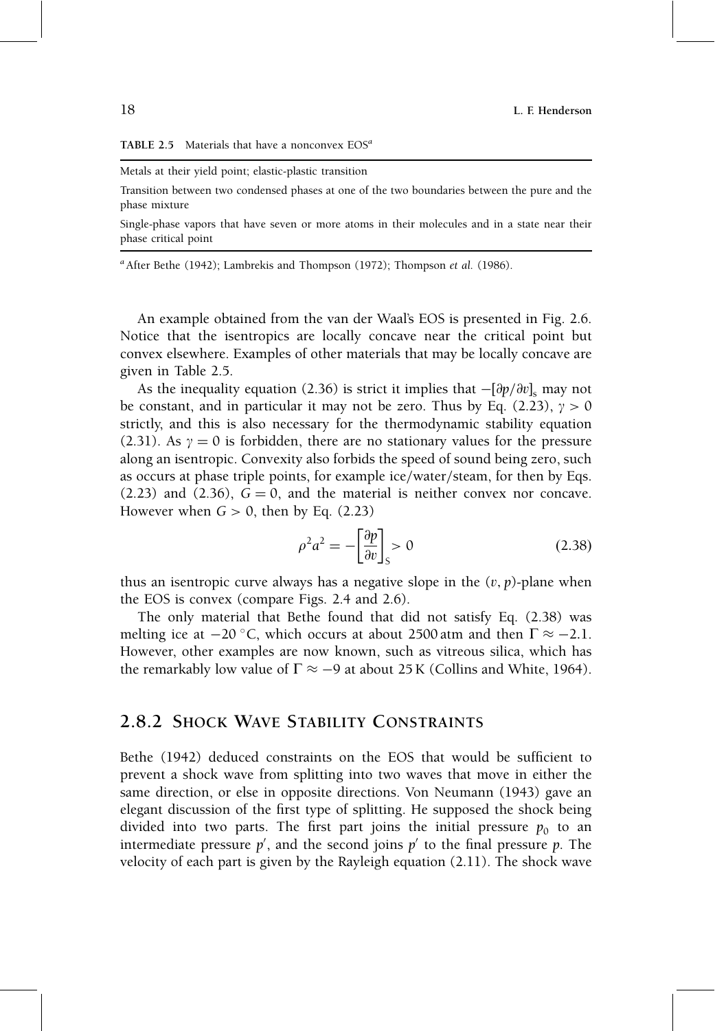**TABLE 2.5** Materials that have a nonconvex EOS[a]

| |
|---|
| Metals at their yield point; elastic-plastic transition |
| Transition between two condensed phases at one of the two boundaries between the pure and the phase mixture |
| Single-phase vapors that have seven or more atoms in their molecules and in a state near their phase critical point |

[a] After Bethe (1942); Lambrekis and Thompson (1972); Thompson *et al.* (1986).

An example obtained from the van der Waal's EOS is presented in Fig. 2.6. Notice that the isentropics are locally concave near the critical point but convex elsewhere. Examples of other materials that may be locally concave are given in Table 2.5.

As the inequality equation (2.36) is strict it implies that $-[\partial p/\partial v]_s$ may not be constant, and in particular it may not be zero. Thus by Eq. (2.23), $\gamma > 0$ strictly, and this is also necessary for the thermodynamic stability equation (2.31). As $\gamma = 0$ is forbidden, there are no stationary values for the pressure along an isentropic. Convexity also forbids the speed of sound being zero, such as occurs at phase triple points, for example ice/water/steam, for then by Eqs. (2.23) and (2.36), $G = 0$, and the material is neither convex nor concave. However when $G > 0$, then by Eq. (2.23)

$$\rho^2 a^2 = -\left[\frac{\partial p}{\partial v}\right]_S > 0 \tag{2.38}$$

thus an isentropic curve always has a negative slope in the $(v, p)$-plane when the EOS is convex (compare Figs. 2.4 and 2.6).

The only material that Bethe found that did not satisfy Eq. (2.38) was melting ice at $-20\,^{\circ}$C, which occurs at about 2500 atm and then $\Gamma \approx -2.1$. However, other examples are now known, such as vitreous silica, which has the remarkably low value of $\Gamma \approx -9$ at about 25 K (Collins and White, 1964).

## 2.8.2 Shock Wave Stability Constraints

Bethe (1942) deduced constraints on the EOS that would be sufficient to prevent a shock wave from splitting into two waves that move in either the same direction, or else in opposite directions. Von Neumann (1943) gave an elegant discussion of the first type of splitting. He supposed the shock being divided into two parts. The first part joins the initial pressure $p_0$ to an intermediate pressure $p'$, and the second joins $p'$ to the final pressure $p$. The velocity of each part is given by the Rayleigh equation (2.11). The shock wave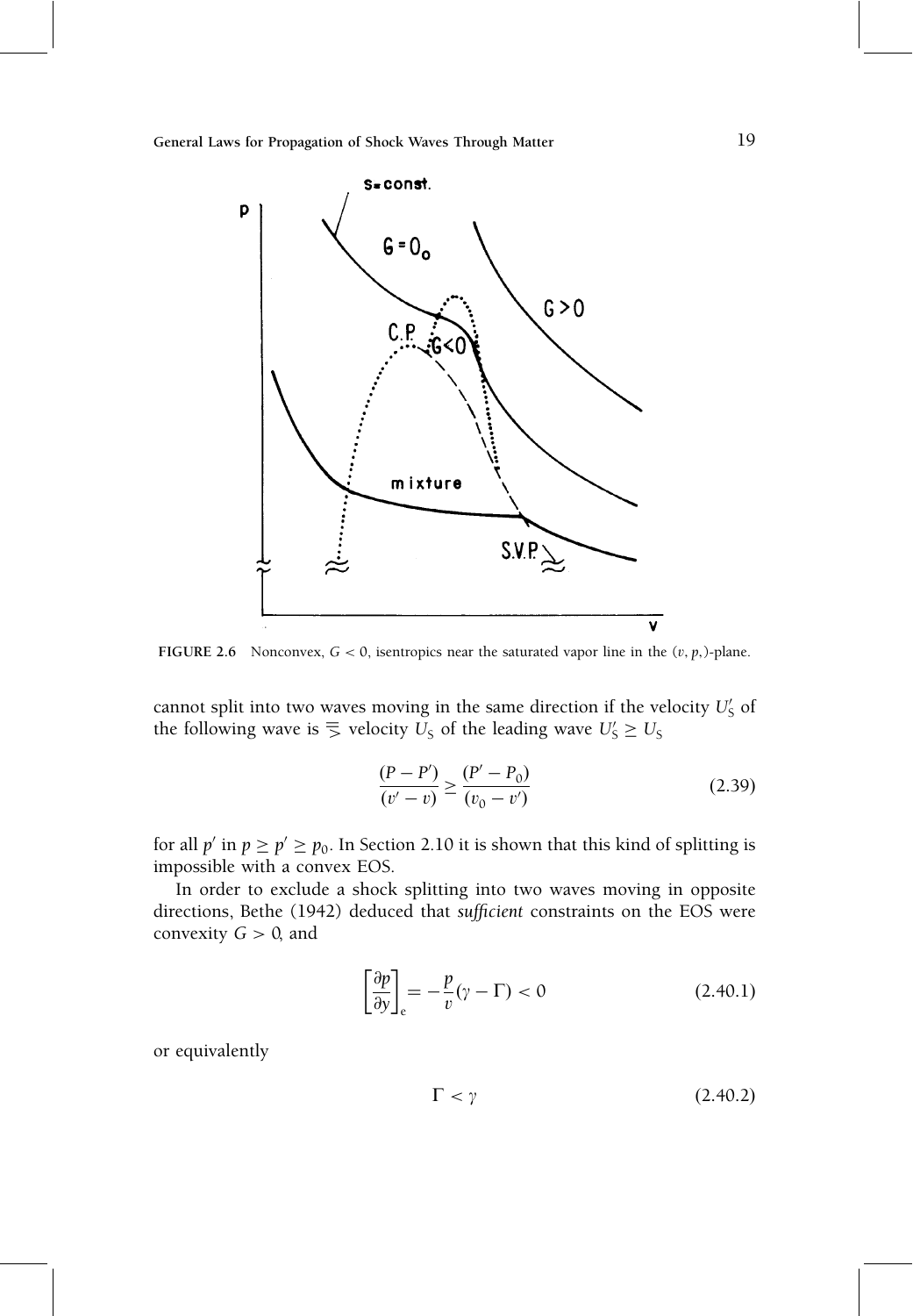FIGURE 2.6 Nonconvex, $G < 0$, isentropics near the saturated vapor line in the $(v, p,)$-plane.

cannot split into two waves moving in the same direction if the velocity $U_S'$ of the following wave is $\gtreqless$ velocity $U_S$ of the leading wave $U_S' \geq U_S$

$$\frac{(P - P')}{(v' - v)} \geq \frac{(P' - P_0)}{(v_0 - v')} \tag{2.39}$$

for all $p'$ in $p \geq p' \geq p_0$. In Section 2.10 it is shown that this kind of splitting is impossible with a convex EOS.

In order to exclude a shock splitting into two waves moving in opposite directions, Bethe (1942) deduced that *sufficient* constraints on the EOS were convexity $G > 0$, and

$$\left[\frac{\partial p}{\partial y}\right]_e = -\frac{p}{v}(\gamma - \Gamma) < 0 \tag{2.40.1}$$

or equivalently

$$\Gamma < \gamma \tag{2.40.2}$$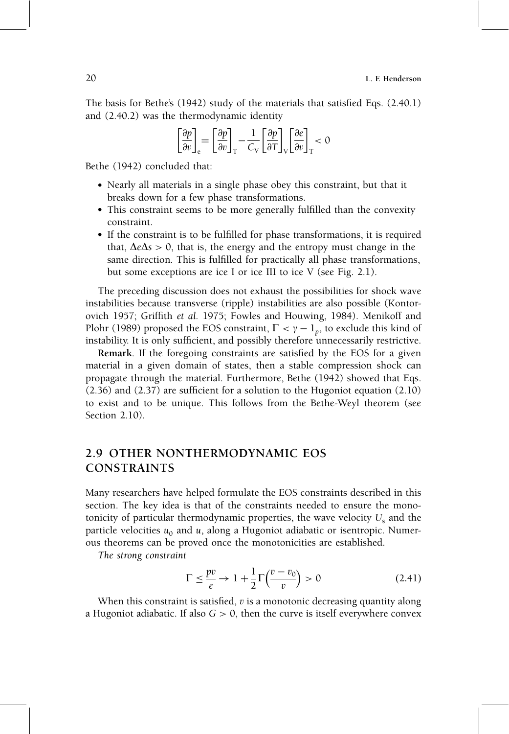The basis for Bethe's (1942) study of the materials that satisfied Eqs. (2.40.1) and (2.40.2) was the thermodynamic identity

$$\left[\frac{\partial p}{\partial v}\right]_{e} = \left[\frac{\partial p}{\partial v}\right]_{T} - \frac{1}{C_V}\left[\frac{\partial p}{\partial T}\right]_{V}\left[\frac{\partial e}{\partial v}\right]_{T} < 0$$

Bethe (1942) concluded that:

- Nearly all materials in a single phase obey this constraint, but that it breaks down for a few phase transformations.
- This constraint seems to be more generally fulfilled than the convexity constraint.
- If the constraint is to be fulfilled for phase transformations, it is required that, $\Delta e \Delta s > 0$, that is, the energy and the entropy must change in the same direction. This is fulfilled for practically all phase transformations, but some exceptions are ice I or ice III to ice V (see Fig. 2.1).

The preceding discussion does not exhaust the possibilities for shock wave instabilities because transverse (ripple) instabilities are also possible (Kontorovich 1957; Griffith *et al.* 1975; Fowles and Houwing, 1984). Menikoff and Plohr (1989) proposed the EOS constraint, $\Gamma < \gamma - 1_p$, to exclude this kind of instability. It is only sufficient, and possibly therefore unnecessarily restrictive.

**Remark**. If the foregoing constraints are satisfied by the EOS for a given material in a given domain of states, then a stable compression shock can propagate through the material. Furthermore, Bethe (1942) showed that Eqs. (2.36) and (2.37) are sufficient for a solution to the Hugoniot equation (2.10) to exist and to be unique. This follows from the Bethe-Weyl theorem (see Section 2.10).

## 2.9 OTHER NONTHERMODYNAMIC EOS CONSTRAINTS

Many researchers have helped formulate the EOS constraints described in this section. The key idea is that of the constraints needed to ensure the monotonicity of particular thermodynamic properties, the wave velocity $U_s$ and the particle velocities $u_0$ and $u$, along a Hugoniot adiabatic or isentropic. Numerous theorems can be proved once the monotonicities are established.

*The strong constraint*

$$\Gamma \leq \frac{pv}{e} \rightarrow 1 + \frac{1}{2}\Gamma\left(\frac{v - v_0}{v}\right) > 0 \tag{2.41}$$

When this constraint is satisfied, $v$ is a monotonic decreasing quantity along a Hugoniot adiabatic. If also $G > 0$, then the curve is itself everywhere convex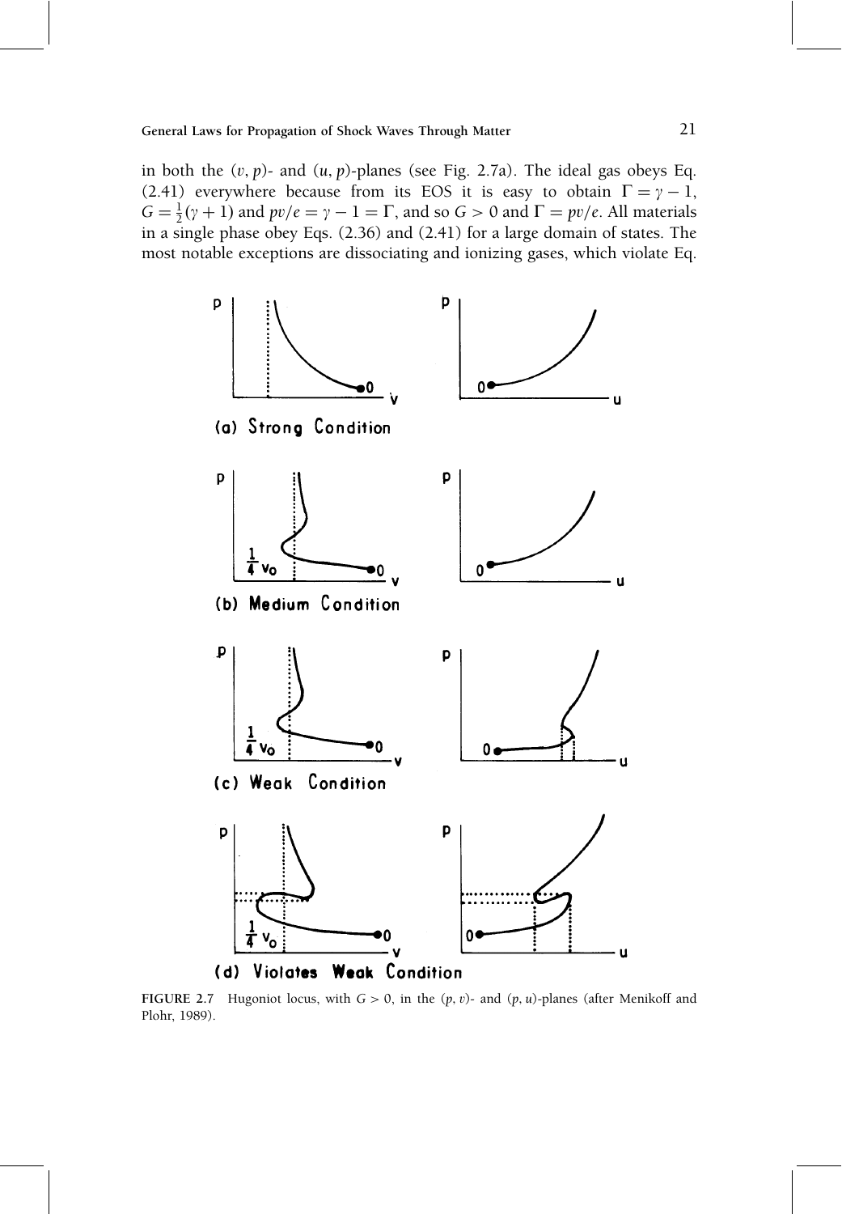in both the $(v, p)$- and $(u, p)$-planes (see Fig. 2.7a). The ideal gas obeys Eq. (2.41) everywhere because from its EOS it is easy to obtain $\Gamma = \gamma - 1$, $G = \frac{1}{2}(\gamma + 1)$ and $pv/e = \gamma - 1 = \Gamma$, and so $G > 0$ and $\Gamma = pv/e$. All materials in a single phase obey Eqs. (2.36) and (2.41) for a large domain of states. The most notable exceptions are dissociating and ionizing gases, which violate Eq.

**FIGURE 2.7** Hugoniot locus, with $G > 0$, in the $(p, v)$- and $(p, u)$-planes (after Menikoff and Plohr, 1989).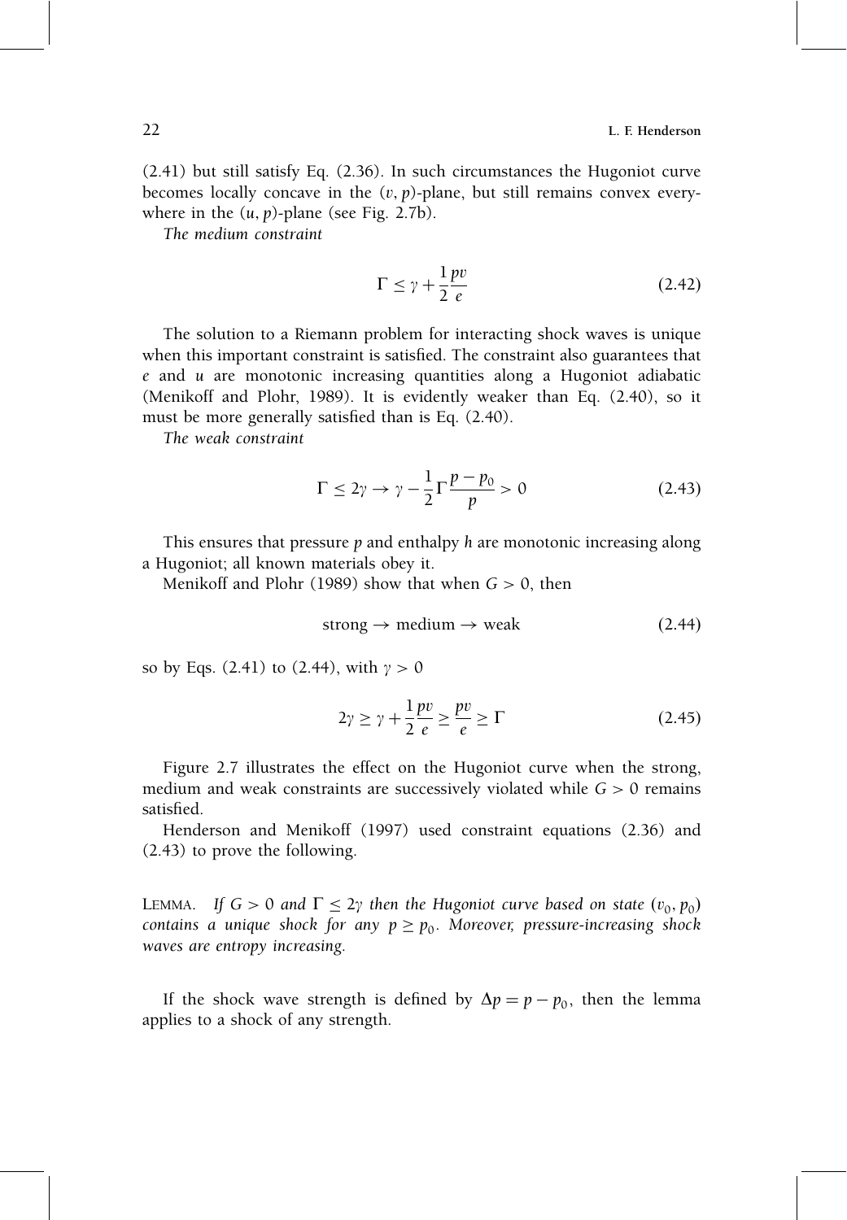(2.41) but still satisfy Eq. (2.36). In such circumstances the Hugoniot curve becomes locally concave in the $(v, p)$-plane, but still remains convex everywhere in the $(u, p)$-plane (see Fig. 2.7b).

*The medium constraint*

$$\Gamma \leq \gamma + \frac{1}{2}\frac{pv}{e} \tag{2.42}$$

The solution to a Riemann problem for interacting shock waves is unique when this important constraint is satisfied. The constraint also guarantees that $e$ and $u$ are monotonic increasing quantities along a Hugoniot adiabatic (Menikoff and Plohr, 1989). It is evidently weaker than Eq. (2.40), so it must be more generally satisfied than is Eq. (2.40).

*The weak constraint*

$$\Gamma \leq 2\gamma \rightarrow \gamma - \frac{1}{2}\Gamma\frac{p - p_0}{p} > 0 \tag{2.43}$$

This ensures that pressure $p$ and enthalpy $h$ are monotonic increasing along a Hugoniot; all known materials obey it.

Menikoff and Plohr (1989) show that when $G > 0$, then

$$\text{strong} \rightarrow \text{medium} \rightarrow \text{weak} \tag{2.44}$$

so by Eqs. (2.41) to (2.44), with $\gamma > 0$

$$2\gamma \geq \gamma + \frac{1}{2}\frac{pv}{e} \geq \frac{pv}{e} \geq \Gamma \tag{2.45}$$

Figure 2.7 illustrates the effect on the Hugoniot curve when the strong, medium and weak constraints are successively violated while $G > 0$ remains satisfied.

Henderson and Menikoff (1997) used constraint equations (2.36) and (2.43) to prove the following.

LEMMA. *If $G > 0$ and $\Gamma \leq 2\gamma$ then the Hugoniot curve based on state $(v_0, p_0)$ contains a unique shock for any $p \geq p_0$. Moreover, pressure-increasing shock waves are entropy increasing.*

If the shock wave strength is defined by $\Delta p = p - p_0$, then the lemma applies to a shock of any strength.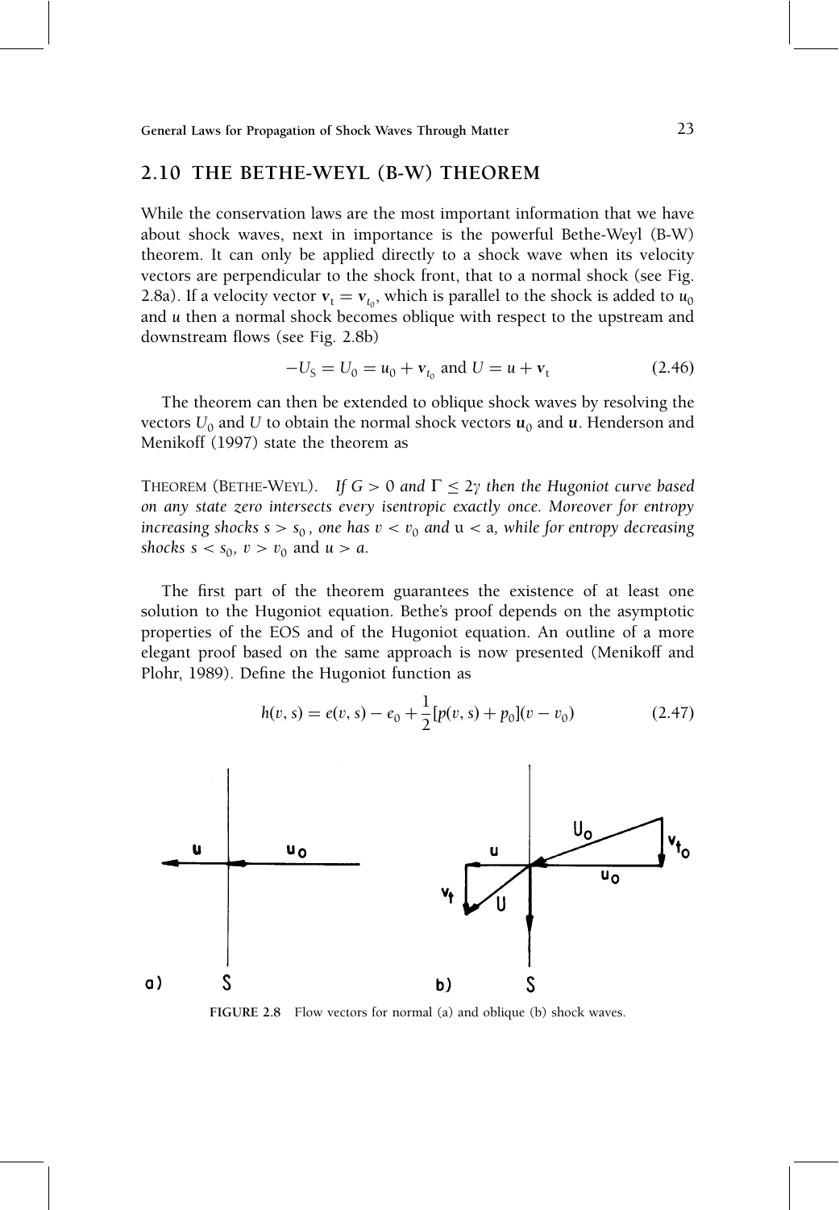## 2.10 THE BETHE-WEYL (B-W) THEOREM

While the conservation laws are the most important information that we have about shock waves, next in importance is the powerful Bethe-Weyl (B-W) theorem. It can only be applied directly to a shock wave when its velocity vectors are perpendicular to the shock front, that to a normal shock (see Fig. 2.8a). If a velocity vector $\mathbf{v}_t = \mathbf{v}_{t_0}$, which is parallel to the shock is added to $u_0$ and $u$ then a normal shock becomes oblique with respect to the upstream and downstream flows (see Fig. 2.8b)

$$-U_S = U_0 = u_0 + \mathbf{v}_{t_0} \text{ and } U = u + \mathbf{v}_t \tag{2.46}$$

The theorem can then be extended to oblique shock waves by resolving the vectors $U_0$ and $U$ to obtain the normal shock vectors $\mathbf{u}_0$ and $\mathbf{u}$. Henderson and Menikoff (1997) state the theorem as

THEOREM (BETHE-WEYL). *If $G > 0$ and $\Gamma \leq 2\gamma$ then the Hugoniot curve based on any state zero intersects every isentropic exactly once. Moreover for entropy increasing shocks $s > s_0$, one has $v < v_0$ and $u < a$, while for entropy decreasing shocks $s < s_0$, $v > v_0$ and $u > a$.*

The first part of the theorem guarantees the existence of at least one solution to the Hugoniot equation. Bethe's proof depends on the asymptotic properties of the EOS and of the Hugoniot equation. An outline of a more elegant proof based on the same approach is now presented (Menikoff and Plohr, 1989). Define the Hugoniot function as

$$h(v, s) = e(v, s) - e_0 + \frac{1}{2}[p(v, s) + p_0](v - v_0) \tag{2.47}$$

**FIGURE 2.8** Flow vectors for normal (a) and oblique (b) shock waves.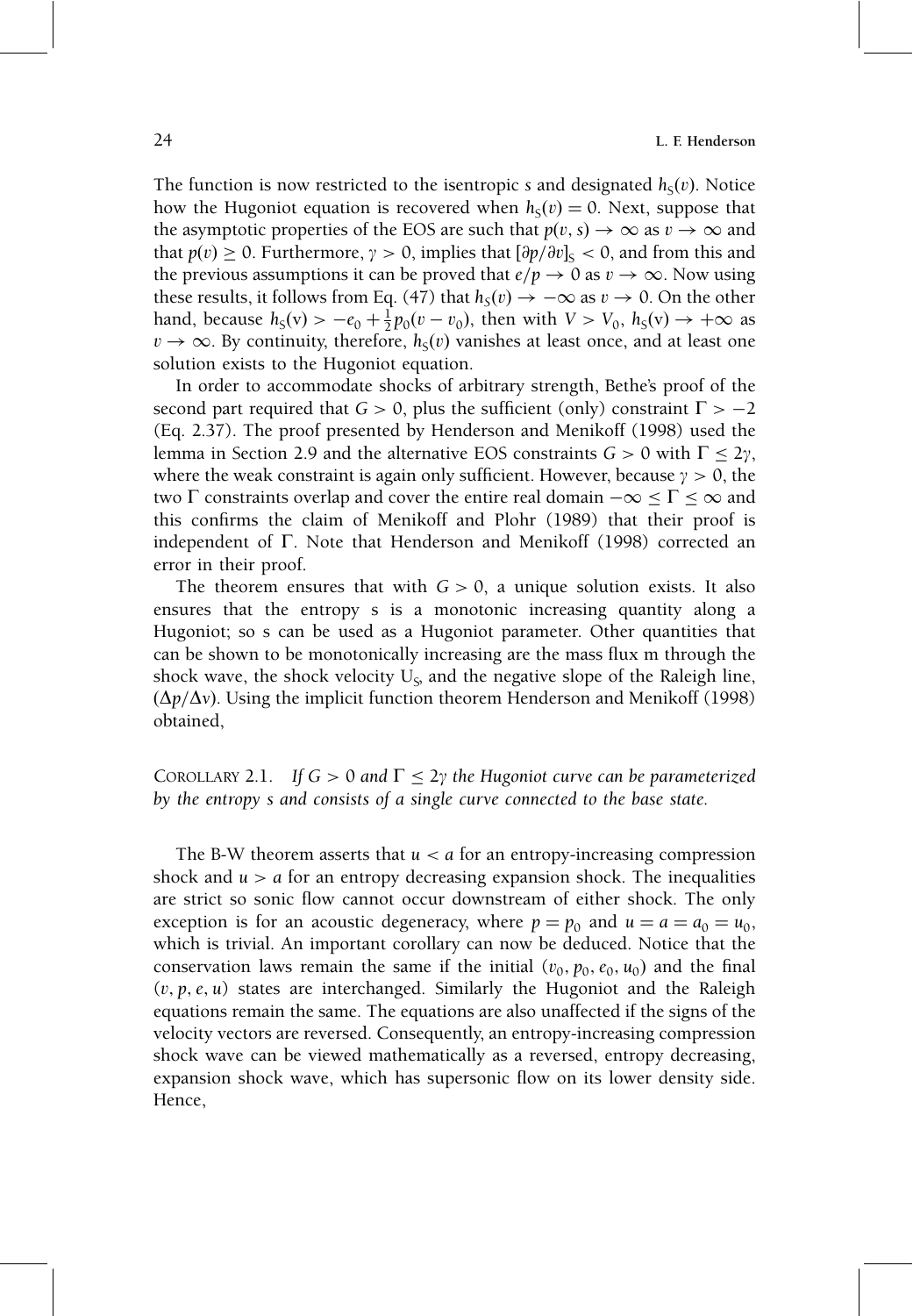The function is now restricted to the isentropic $s$ and designated $h_S(v)$. Notice how the Hugoniot equation is recovered when $h_S(v) = 0$. Next, suppose that the asymptotic properties of the EOS are such that $p(v, s) \to \infty$ as $v \to \infty$ and that $p(v) \geq 0$. Furthermore, $\gamma > 0$, implies that $[\partial p/\partial v]_S < 0$, and from this and the previous assumptions it can be proved that $e/p \to 0$ as $v \to \infty$. Now using these results, it follows from Eq. (47) that $h_S(v) \to -\infty$ as $v \to 0$. On the other hand, because $h_S(\mathrm{v}) > -e_0 + \frac{1}{2}p_0(v - v_0)$, then with $V > V_0$, $h_S(\mathrm{v}) \to +\infty$ as $v \to \infty$. By continuity, therefore, $h_S(v)$ vanishes at least once, and at least one solution exists to the Hugoniot equation.

In order to accommodate shocks of arbitrary strength, Bethe's proof of the second part required that $G > 0$, plus the sufficient (only) constraint $\Gamma > -2$ (Eq. 2.37). The proof presented by Henderson and Menikoff (1998) used the lemma in Section 2.9 and the alternative EOS constraints $G > 0$ with $\Gamma \leq 2\gamma$, where the weak constraint is again only sufficient. However, because $\gamma > 0$, the two $\Gamma$ constraints overlap and cover the entire real domain $-\infty \leq \Gamma \leq \infty$ and this confirms the claim of Menikoff and Plohr (1989) that their proof is independent of $\Gamma$. Note that Henderson and Menikoff (1998) corrected an error in their proof.

The theorem ensures that with $G > 0$, a unique solution exists. It also ensures that the entropy s is a monotonic increasing quantity along a Hugoniot; so s can be used as a Hugoniot parameter. Other quantities that can be shown to be monotonically increasing are the mass flux m through the shock wave, the shock velocity $U_S$, and the negative slope of the Raleigh line, $(\Delta p/\Delta v)$. Using the implicit function theorem Henderson and Menikoff (1998) obtained,

COROLLARY 2.1. *If $G > 0$ and $\Gamma \leq 2\gamma$ the Hugoniot curve can be parameterized by the entropy s and consists of a single curve connected to the base state.*

The B-W theorem asserts that $u < a$ for an entropy-increasing compression shock and $u > a$ for an entropy decreasing expansion shock. The inequalities are strict so sonic flow cannot occur downstream of either shock. The only exception is for an acoustic degeneracy, where $p = p_0$ and $u = a = a_0 = u_0$, which is trivial. An important corollary can now be deduced. Notice that the conservation laws remain the same if the initial $(v_0, p_0, e_0, u_0)$ and the final $(v, p, e, u)$ states are interchanged. Similarly the Hugoniot and the Raleigh equations remain the same. The equations are also unaffected if the signs of the velocity vectors are reversed. Consequently, an entropy-increasing compression shock wave can be viewed mathematically as a reversed, entropy decreasing, expansion shock wave, which has supersonic flow on its lower density side. Hence,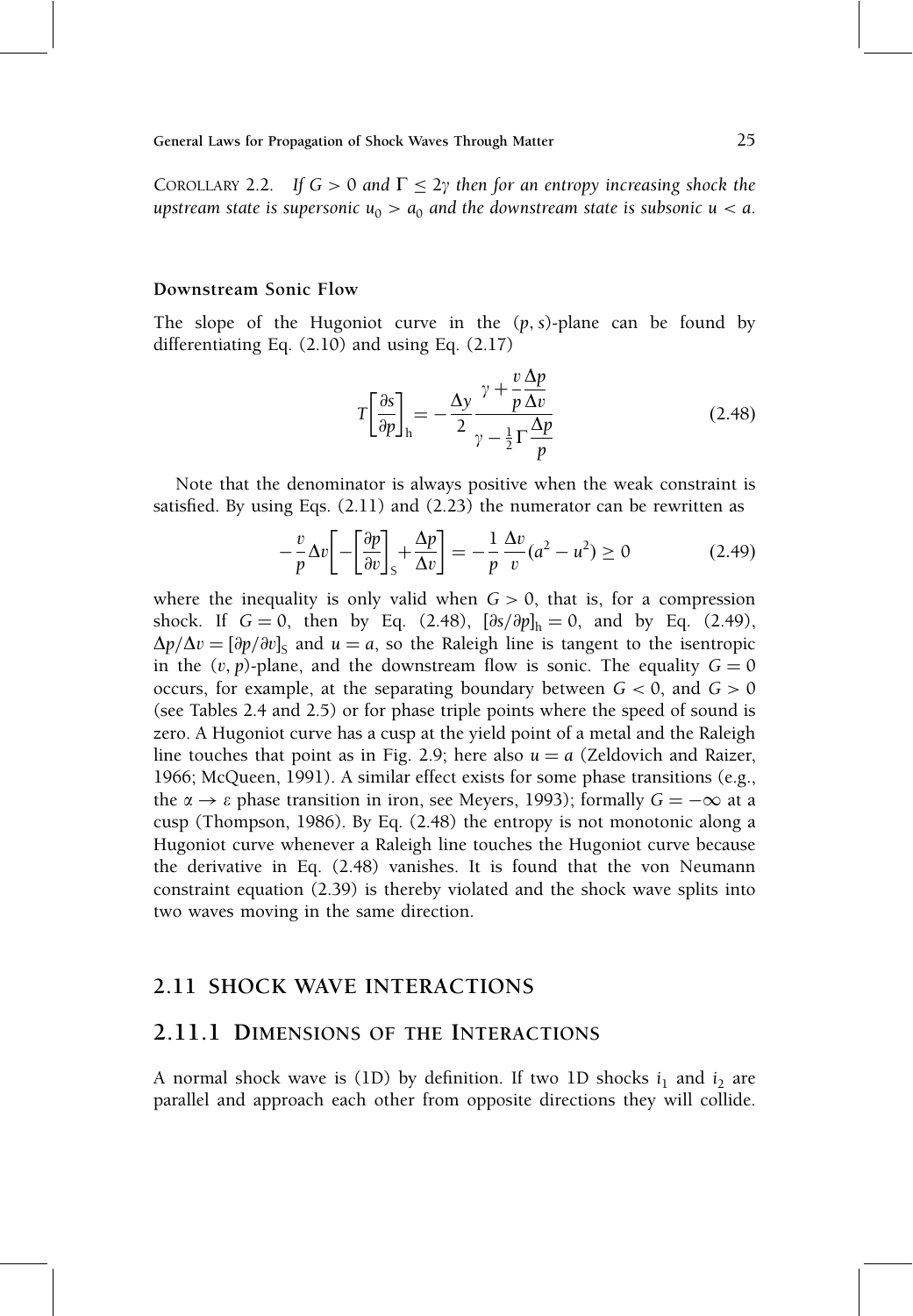COROLLARY 2.2. *If $G > 0$ and $\Gamma \leq 2\gamma$ then for an entropy increasing shock the upstream state is supersonic $u_0 > a_0$ and the downstream state is subsonic $u < a$.*

### Downstream Sonic Flow

The slope of the Hugoniot curve in the $(p, s)$-plane can be found by differentiating Eq. (2.10) and using Eq. (2.17)

$$T\left[\frac{\partial s}{\partial p}\right]_{\mathrm{h}} = -\frac{\Delta y}{2}\frac{\gamma + \frac{v}{p}\frac{\Delta p}{\Delta v}}{\gamma - \frac{1}{2}\Gamma\frac{\Delta p}{p}} \tag{2.48}$$

Note that the denominator is always positive when the weak constraint is satisfied. By using Eqs. (2.11) and (2.23) the numerator can be rewritten as

$$-\frac{v}{p}\Delta v\left[-\left[\frac{\partial p}{\partial v}\right]_{\mathrm{S}} + \frac{\Delta p}{\Delta v}\right] = -\frac{1}{p}\frac{\Delta v}{v}(a^2 - u^2) \geq 0 \tag{2.49}$$

where the inequality is only valid when $G > 0$, that is, for a compression shock. If $G = 0$, then by Eq. (2.48), $[\partial s/\partial p]_{\mathrm{h}} = 0$, and by Eq. (2.49), $\Delta p/\Delta v = [\partial p/\partial v]_{\mathrm{S}}$ and $u = a$, so the Raleigh line is tangent to the isentropic in the $(v, p)$-plane, and the downstream flow is sonic. The equality $G = 0$ occurs, for example, at the separating boundary between $G < 0$, and $G > 0$ (see Tables 2.4 and 2.5) or for phase triple points where the speed of sound is zero. A Hugoniot curve has a cusp at the yield point of a metal and the Raleigh line touches that point as in Fig. 2.9; here also $u = a$ (Zeldovich and Raizer, 1966; McQueen, 1991). A similar effect exists for some phase transitions (e.g., the $\alpha \to \varepsilon$ phase transition in iron, see Meyers, 1993); formally $G = -\infty$ at a cusp (Thompson, 1986). By Eq. (2.48) the entropy is not monotonic along a Hugoniot curve whenever a Raleigh line touches the Hugoniot curve because the derivative in Eq. (2.48) vanishes. It is found that the von Neumann constraint equation (2.39) is thereby violated and the shock wave splits into two waves moving in the same direction.

## 2.11 SHOCK WAVE INTERACTIONS

### 2.11.1 DIMENSIONS OF THE INTERACTIONS

A normal shock wave is (1D) by definition. If two 1D shocks $i_1$ and $i_2$ are parallel and approach each other from opposite directions they will collide.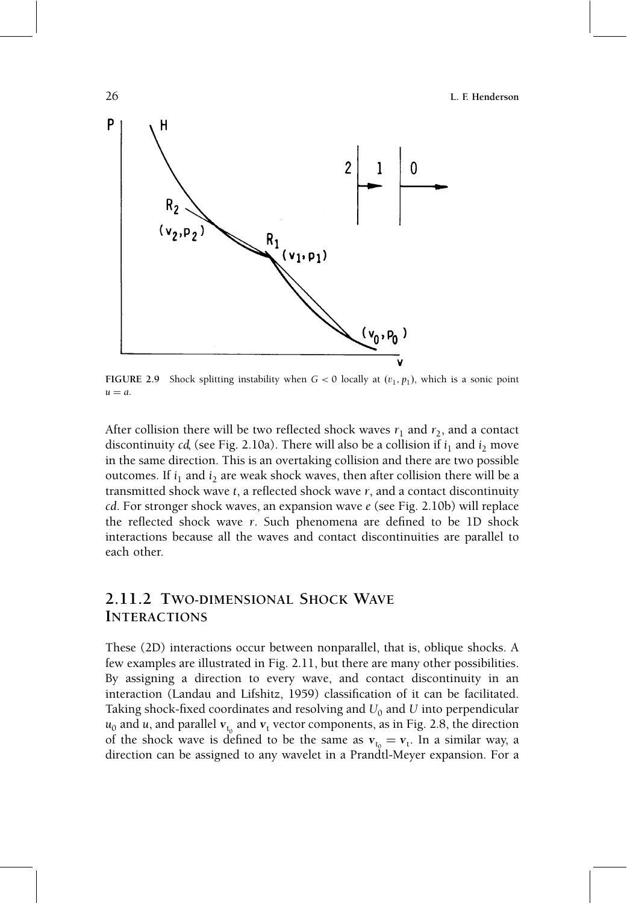**FIGURE 2.9** Shock splitting instability when $G < 0$ locally at $(v_1, p_1)$, which is a sonic point $u = a$.

After collision there will be two reflected shock waves $r_1$ and $r_2$, and a contact discontinuity *cd*, (see Fig. 2.10a). There will also be a collision if $i_1$ and $i_2$ move in the same direction. This is an overtaking collision and there are two possible outcomes. If $i_1$ and $i_2$ are weak shock waves, then after collision there will be a transmitted shock wave *t*, a reflected shock wave *r*, and a contact discontinuity *cd*. For stronger shock waves, an expansion wave *e* (see Fig. 2.10b) will replace the reflected shock wave *r*. Such phenomena are defined to be 1D shock interactions because all the waves and contact discontinuities are parallel to each other.

## 2.11.2 Two-dimensional Shock Wave Interactions

These (2D) interactions occur between nonparallel, that is, oblique shocks. A few examples are illustrated in Fig. 2.11, but there are many other possibilities. By assigning a direction to every wave, and contact discontinuity in an interaction (Landau and Lifshitz, 1959) classification of it can be facilitated. Taking shock-fixed coordinates and resolving and $U_0$ and $U$ into perpendicular $u_0$ and $u$, and parallel $\mathbf{v}_{t_0}$ and $\mathbf{v}_t$ vector components, as in Fig. 2.8, the direction of the shock wave is defined to be the same as $\mathbf{v}_{t_0} = \mathbf{v}_t$. In a similar way, a direction can be assigned to any wavelet in a Prandtl-Meyer expansion. For a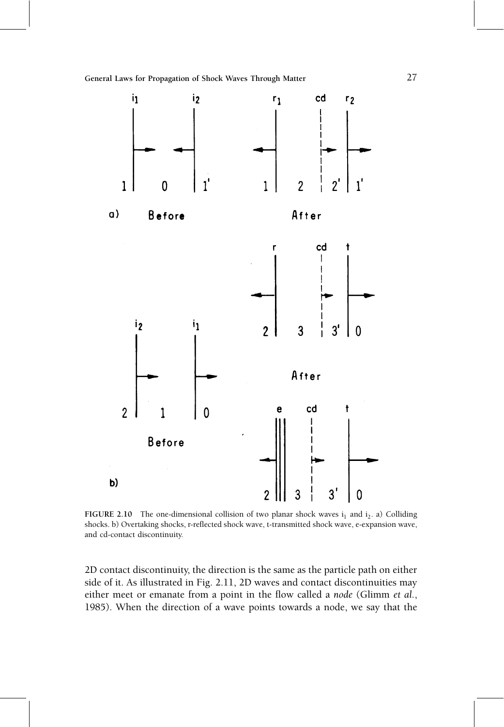FIGURE 2.10 The one-dimensional collision of two planar shock waves $i_1$ and $i_2$. a) Colliding shocks. b) Overtaking shocks, r-reflected shock wave, t-transmitted shock wave, e-expansion wave, and cd-contact discontinuity.

2D contact discontinuity, the direction is the same as the particle path on either side of it. As illustrated in Fig. 2.11, 2D waves and contact discontinuities may either meet or emanate from a point in the flow called a *node* (Glimm *et al.*, 1985). When the direction of a wave points towards a node, we say that the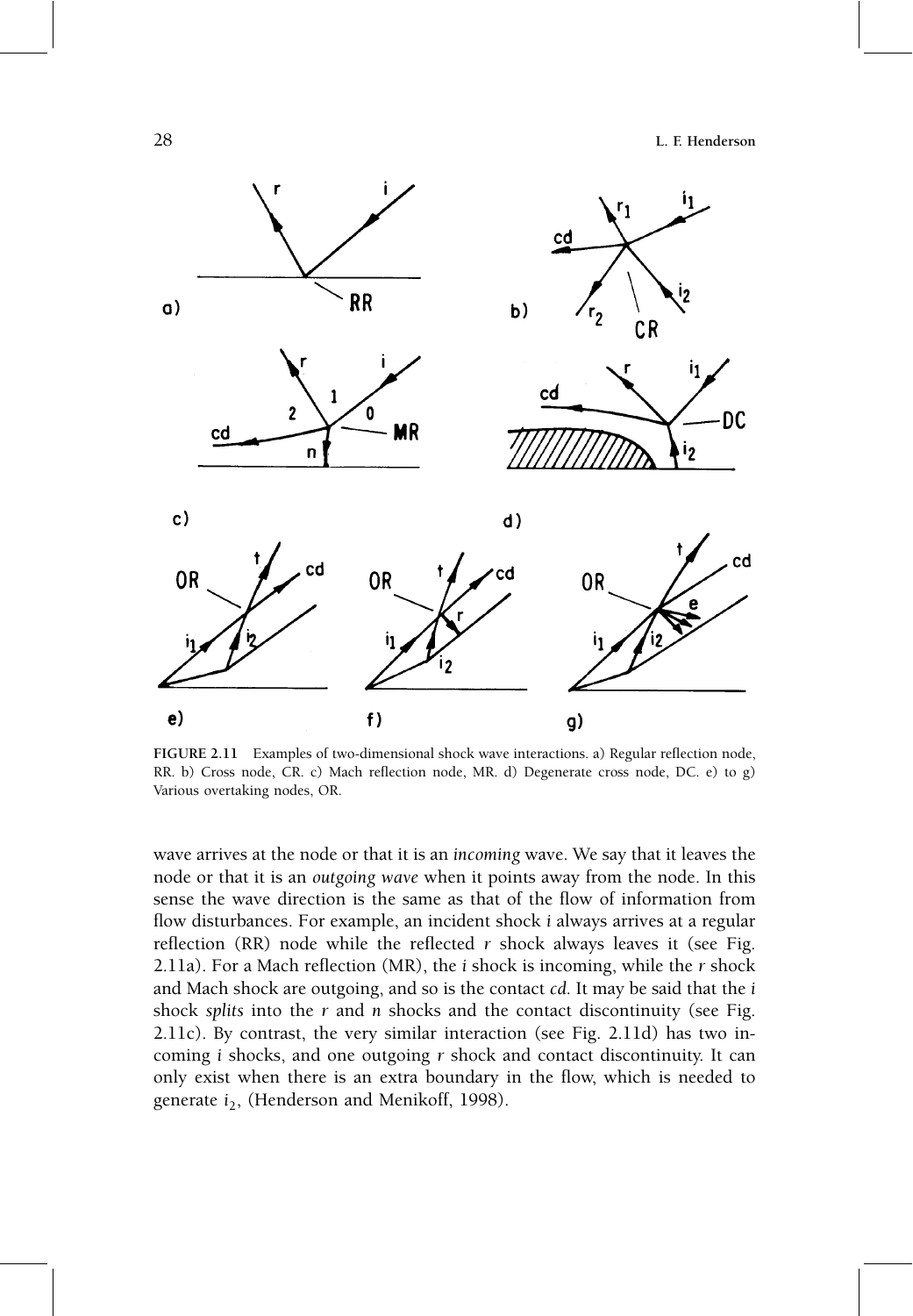**FIGURE 2.11** Examples of two-dimensional shock wave interactions. a) Regular reflection node, RR. b) Cross node, CR. c) Mach reflection node, MR. d) Degenerate cross node, DC. e) to g) Various overtaking nodes, OR.

wave arrives at the node or that it is an *incoming* wave. We say that it leaves the node or that it is an *outgoing wave* when it points away from the node. In this sense the wave direction is the same as that of the flow of information from flow disturbances. For example, an incident shock *i* always arrives at a regular reflection (RR) node while the reflected *r* shock always leaves it (see Fig. 2.11a). For a Mach reflection (MR), the *i* shock is incoming, while the *r* shock and Mach shock are outgoing, and so is the contact *cd*. It may be said that the *i* shock *splits* into the *r* and *n* shocks and the contact discontinuity (see Fig. 2.11c). By contrast, the very similar interaction (see Fig. 2.11d) has two incoming *i* shocks, and one outgoing *r* shock and contact discontinuity. It can only exist when there is an extra boundary in the flow, which is needed to generate $i_2$, (Henderson and Menikoff, 1998).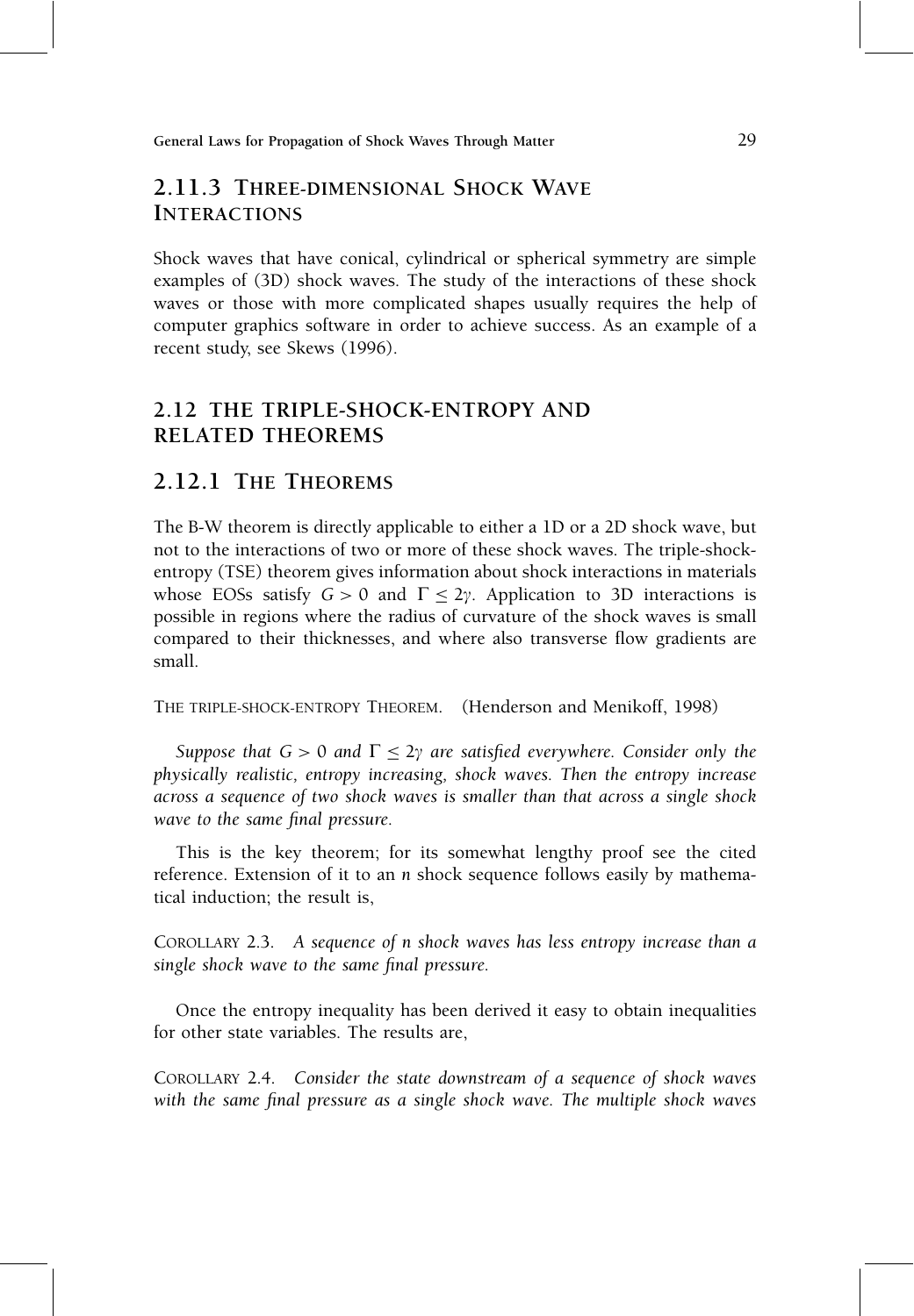## 2.11.3 Three-dimensional Shock Wave Interactions

Shock waves that have conical, cylindrical or spherical symmetry are simple examples of (3D) shock waves. The study of the interactions of these shock waves or those with more complicated shapes usually requires the help of computer graphics software in order to achieve success. As an example of a recent study, see Skews (1996).

# 2.12 THE TRIPLE-SHOCK-ENTROPY AND RELATED THEOREMS

## 2.12.1 The Theorems

The B-W theorem is directly applicable to either a 1D or a 2D shock wave, but not to the interactions of two or more of these shock waves. The triple-shock-entropy (TSE) theorem gives information about shock interactions in materials whose EOSs satisfy $G > 0$ and $\Gamma \leq 2\gamma$. Application to 3D interactions is possible in regions where the radius of curvature of the shock waves is small compared to their thicknesses, and where also transverse flow gradients are small.

The triple-shock-entropy Theorem. (Henderson and Menikoff, 1998)

*Suppose that $G > 0$ and $\Gamma \leq 2\gamma$ are satisfied everywhere. Consider only the physically realistic, entropy increasing, shock waves. Then the entropy increase across a sequence of two shock waves is smaller than that across a single shock wave to the same final pressure.*

This is the key theorem; for its somewhat lengthy proof see the cited reference. Extension of it to an *n* shock sequence follows easily by mathematical induction; the result is,

Corollary 2.3. *A sequence of n shock waves has less entropy increase than a single shock wave to the same final pressure.*

Once the entropy inequality has been derived it easy to obtain inequalities for other state variables. The results are,

Corollary 2.4. *Consider the state downstream of a sequence of shock waves with the same final pressure as a single shock wave. The multiple shock waves*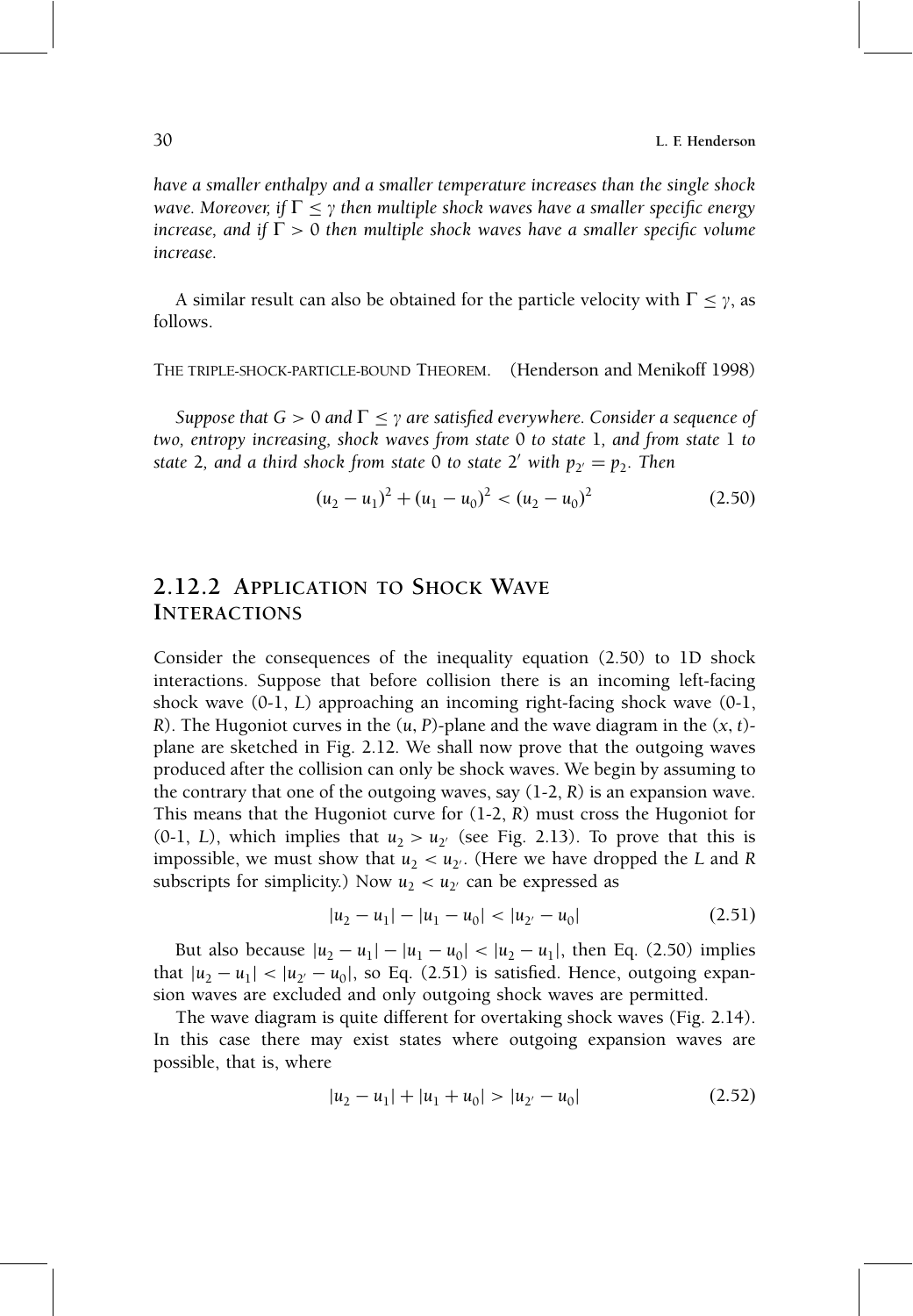*have a smaller enthalpy and a smaller temperature increases than the single shock wave. Moreover, if $\Gamma \leq \gamma$ then multiple shock waves have a smaller specific energy increase, and if $\Gamma > 0$ then multiple shock waves have a smaller specific volume increase.*

A similar result can also be obtained for the particle velocity with $\Gamma \leq \gamma$, as follows.

THE TRIPLE-SHOCK-PARTICLE-BOUND THEOREM. (Henderson and Menikoff 1998)

*Suppose that $G > 0$ and $\Gamma \leq \gamma$ are satisfied everywhere. Consider a sequence of two, entropy increasing, shock waves from state 0 to state 1, and from state 1 to state 2, and a third shock from state 0 to state 2′ with $p_{2'} = p_2$. Then*

$$(u_2 - u_1)^2 + (u_1 - u_0)^2 < (u_2 - u_0)^2 \tag{2.50}$$

## 2.12.2 Application to Shock Wave Interactions

Consider the consequences of the inequality equation (2.50) to 1D shock interactions. Suppose that before collision there is an incoming left-facing shock wave (0-1, *L*) approaching an incoming right-facing shock wave (0-1, *R*). The Hugoniot curves in the $(u, P)$-plane and the wave diagram in the $(x, t)$-plane are sketched in Fig. 2.12. We shall now prove that the outgoing waves produced after the collision can only be shock waves. We begin by assuming to the contrary that one of the outgoing waves, say (1-2, *R*) is an expansion wave. This means that the Hugoniot curve for (1-2, *R*) must cross the Hugoniot for (0-1, *L*), which implies that $u_2 > u_{2'}$ (see Fig. 2.13). To prove that this is impossible, we must show that $u_2 < u_{2'}$. (Here we have dropped the *L* and *R* subscripts for simplicity.) Now $u_2 < u_{2'}$ can be expressed as

$$|u_2 - u_1| - |u_1 - u_0| < |u_{2'} - u_0| \tag{2.51}$$

But also because $|u_2 - u_1| - |u_1 - u_0| < |u_2 - u_1|$, then Eq. (2.50) implies that $|u_2 - u_1| < |u_{2'} - u_0|$, so Eq. (2.51) is satisfied. Hence, outgoing expansion waves are excluded and only outgoing shock waves are permitted.

The wave diagram is quite different for overtaking shock waves (Fig. 2.14). In this case there may exist states where outgoing expansion waves are possible, that is, where

$$|u_2 - u_1| + |u_1 + u_0| > |u_{2'} - u_0| \tag{2.52}$$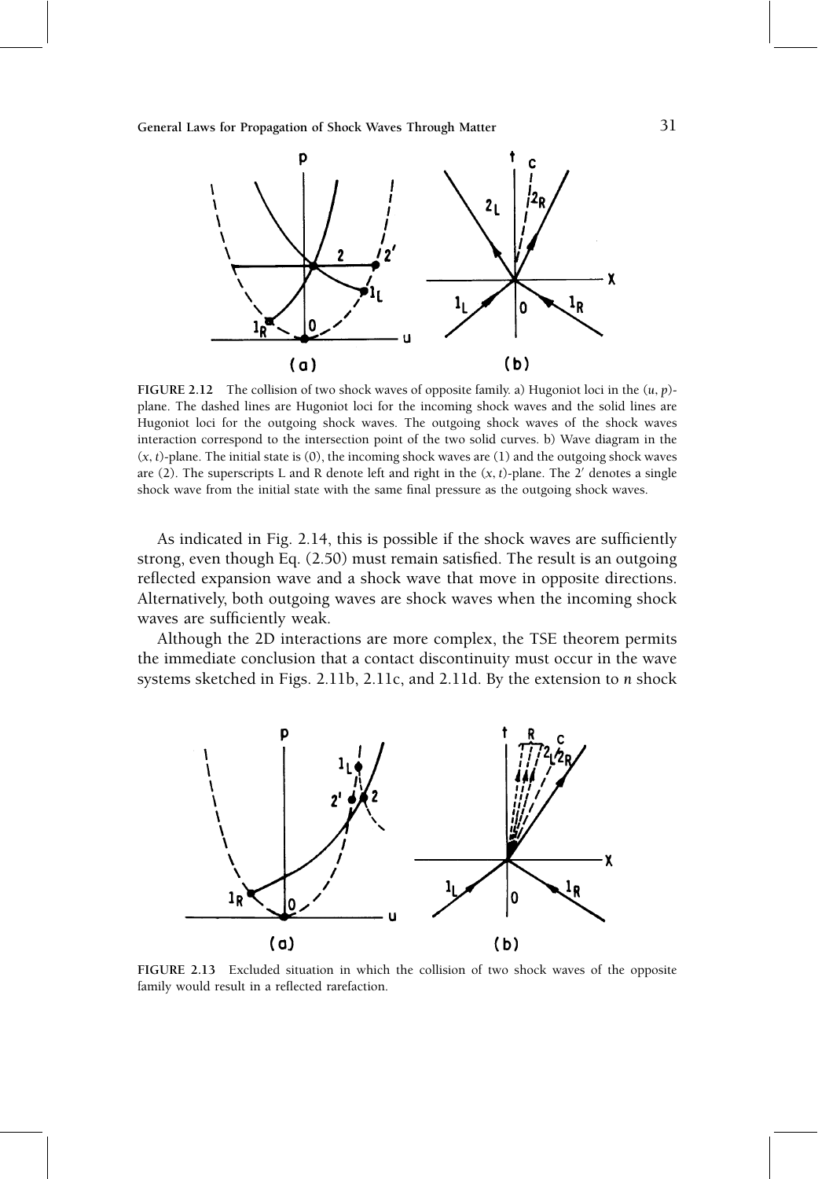FIGURE 2.12 The collision of two shock waves of opposite family. a) Hugoniot loci in the $(u, p)$-plane. The dashed lines are Hugoniot loci for the incoming shock waves and the solid lines are Hugoniot loci for the outgoing shock waves. The outgoing shock waves of the shock waves interaction correspond to the intersection point of the two solid curves. b) Wave diagram in the $(x, t)$-plane. The initial state is (0), the incoming shock waves are (1) and the outgoing shock waves are (2). The superscripts L and R denote left and right in the $(x, t)$-plane. The $2'$ denotes a single shock wave from the initial state with the same final pressure as the outgoing shock waves.

As indicated in Fig. 2.14, this is possible if the shock waves are sufficiently strong, even though Eq. (2.50) must remain satisfied. The result is an outgoing reflected expansion wave and a shock wave that move in opposite directions. Alternatively, both outgoing waves are shock waves when the incoming shock waves are sufficiently weak.

Although the 2D interactions are more complex, the TSE theorem permits the immediate conclusion that a contact discontinuity must occur in the wave systems sketched in Figs. 2.11b, 2.11c, and 2.11d. By the extension to *n* shock

FIGURE 2.13 Excluded situation in which the collision of two shock waves of the opposite family would result in a reflected rarefaction.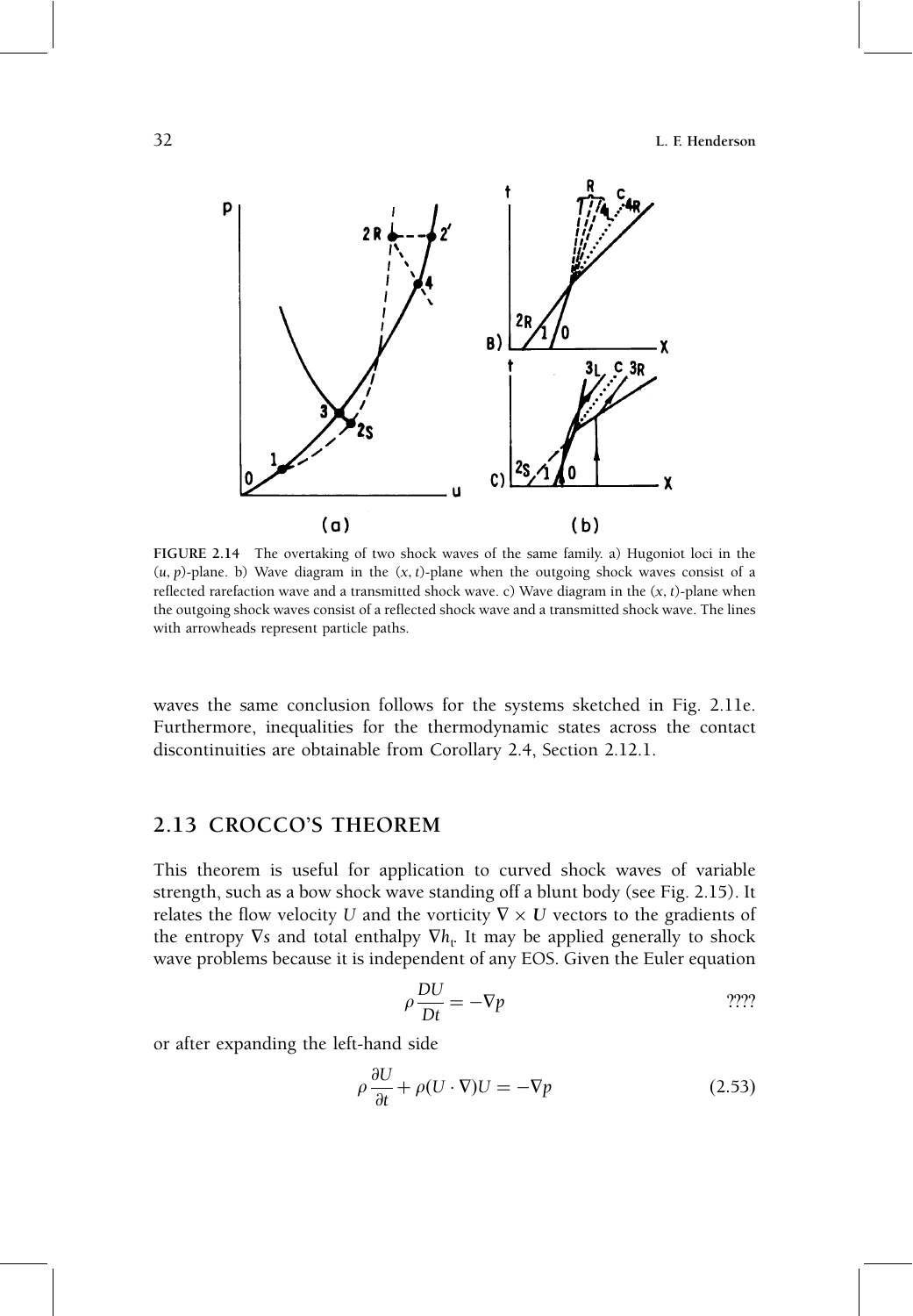FIGURE 2.14 The overtaking of two shock waves of the same family. a) Hugoniot loci in the $(u, p)$-plane. b) Wave diagram in the $(x, t)$-plane when the outgoing shock waves consist of a reflected rarefaction wave and a transmitted shock wave. c) Wave diagram in the $(x, t)$-plane when the outgoing shock waves consist of a reflected shock wave and a transmitted shock wave. The lines with arrowheads represent particle paths.

waves the same conclusion follows for the systems sketched in Fig. 2.11e. Furthermore, inequalities for the thermodynamic states across the contact discontinuities are obtainable from Corollary 2.4, Section 2.12.1.

## 2.13 CROCCO'S THEOREM

This theorem is useful for application to curved shock waves of variable strength, such as a bow shock wave standing off a blunt body (see Fig. 2.15). It relates the flow velocity $U$ and the vorticity $\nabla \times \boldsymbol{U}$ vectors to the gradients of the entropy $\nabla s$ and total enthalpy $\nabla h_t$. It may be applied generally to shock wave problems because it is independent of any EOS. Given the Euler equation

$$\rho \frac{DU}{Dt} = -\nabla p \qquad ????$$

or after expanding the left-hand side

$$\rho \frac{\partial U}{\partial t} + \rho (U \cdot \nabla) U = -\nabla p \qquad (2.53)$$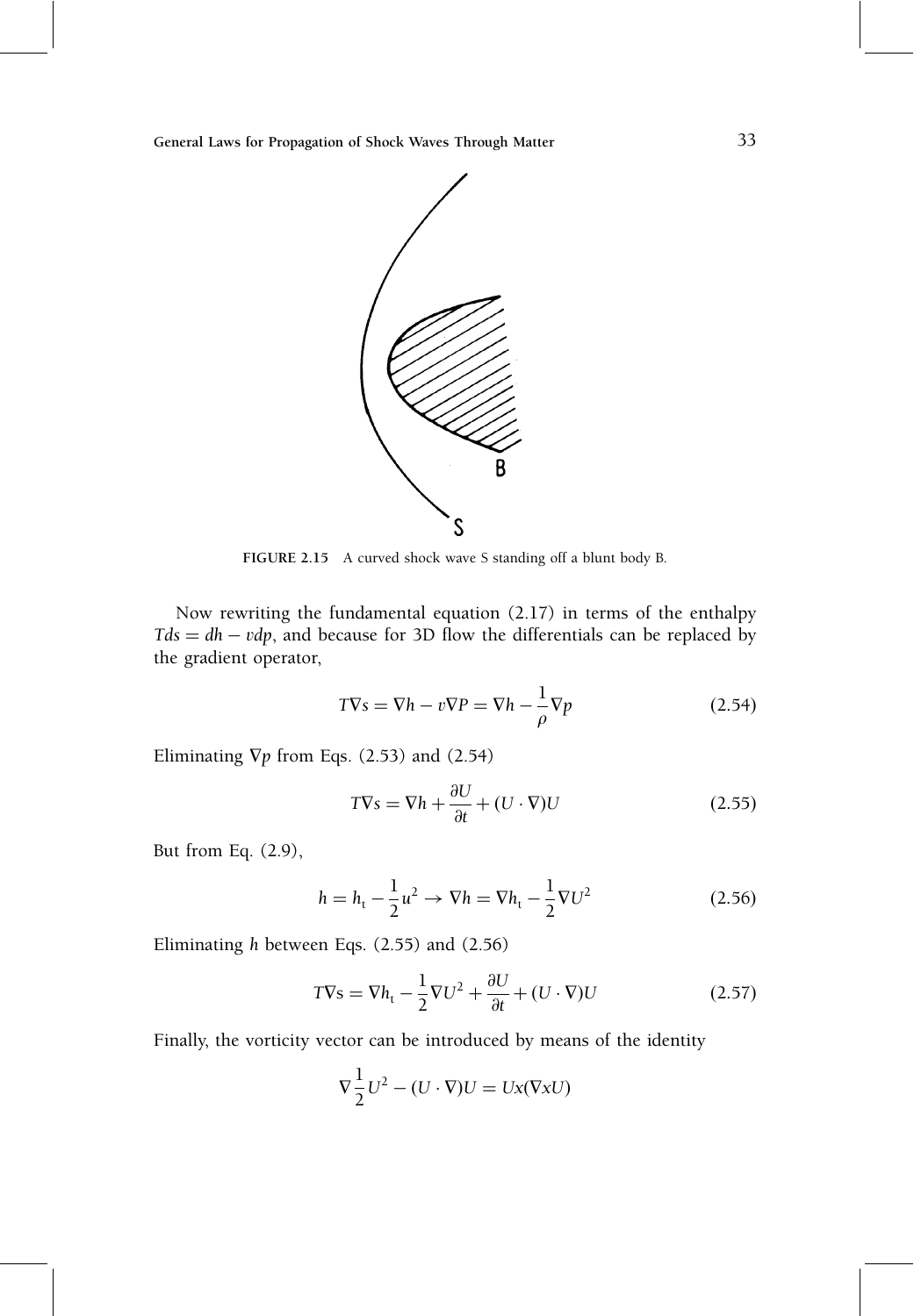FIGURE 2.15 A curved shock wave S standing off a blunt body B.

Now rewriting the fundamental equation (2.17) in terms of the enthalpy $Tds = dh - vdp$, and because for 3D flow the differentials can be replaced by the gradient operator,

$$T\nabla s = \nabla h - v\nabla P = \nabla h - \frac{1}{\rho}\nabla p \tag{2.54}$$

Eliminating $\nabla p$ from Eqs. (2.53) and (2.54)

$$T\nabla s = \nabla h + \frac{\partial U}{\partial t} + (U \cdot \nabla)U \tag{2.55}$$

But from Eq. (2.9),

$$h = h_t - \frac{1}{2}u^2 \rightarrow \nabla h = \nabla h_t - \frac{1}{2}\nabla U^2 \tag{2.56}$$

Eliminating $h$ between Eqs. (2.55) and (2.56)

$$T\nabla s = \nabla h_t - \frac{1}{2}\nabla U^2 + \frac{\partial U}{\partial t} + (U \cdot \nabla)U \tag{2.57}$$

Finally, the vorticity vector can be introduced by means of the identity

$$\nabla \frac{1}{2}U^2 - (U \cdot \nabla)U = Ux(\nabla xU)$$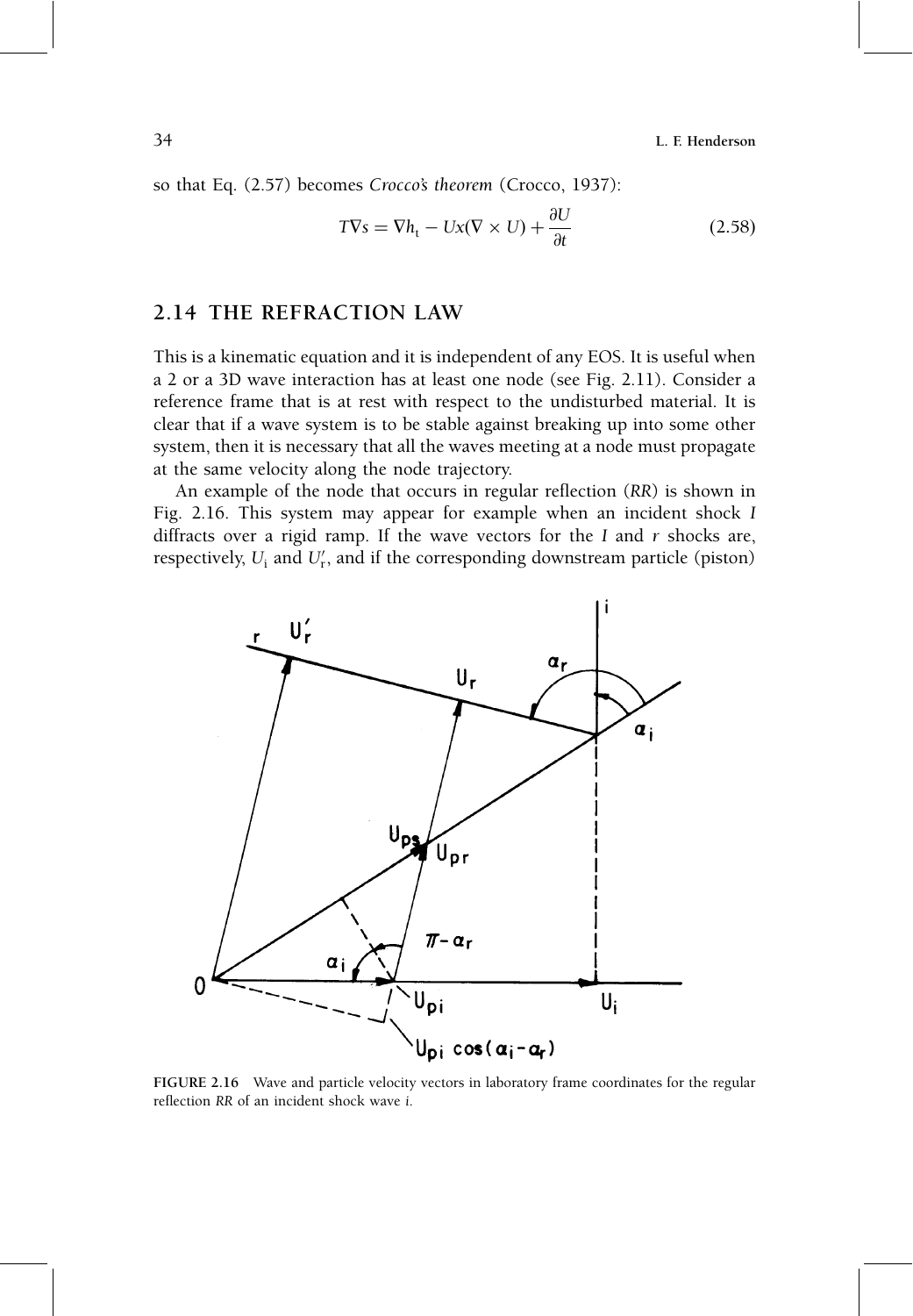so that Eq. (2.57) becomes *Crocco's theorem* (Crocco, 1937):

$$T\nabla s = \nabla h_t - Ux(\nabla \times U) + \frac{\partial U}{\partial t} \tag{2.58}$$

## 2.14 THE REFRACTION LAW

This is a kinematic equation and it is independent of any EOS. It is useful when a 2 or a 3D wave interaction has at least one node (see Fig. 2.11). Consider a reference frame that is at rest with respect to the undisturbed material. It is clear that if a wave system is to be stable against breaking up into some other system, then it is necessary that all the waves meeting at a node must propagate at the same velocity along the node trajectory.

An example of the node that occurs in regular reflection (*RR*) is shown in Fig. 2.16. This system may appear for example when an incident shock *I* diffracts over a rigid ramp. If the wave vectors for the *I* and *r* shocks are, respectively, $U_i$ and $U_r'$, and if the corresponding downstream particle (piston)

**FIGURE 2.16** Wave and particle velocity vectors in laboratory frame coordinates for the regular reflection *RR* of an incident shock wave *i*.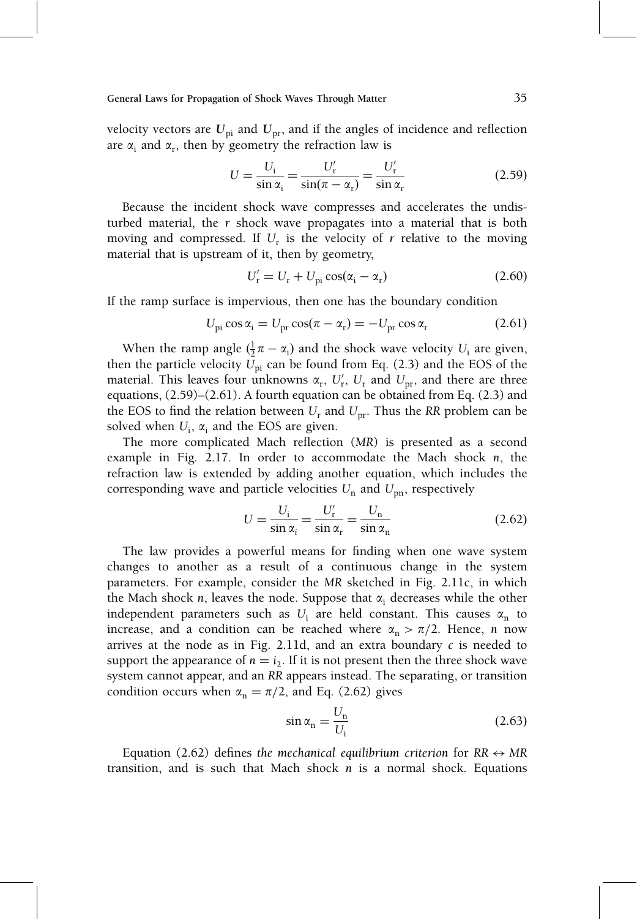velocity vectors are $\boldsymbol{U}_{\mathrm{pi}}$ and $\boldsymbol{U}_{\mathrm{pr}}$, and if the angles of incidence and reflection are $\alpha_{\mathrm{i}}$ and $\alpha_{\mathrm{r}}$, then by geometry the refraction law is

$$U = \frac{U_{\mathrm{i}}}{\sin \alpha_{\mathrm{i}}} = \frac{U'_{\mathrm{r}}}{\sin(\pi - \alpha_{\mathrm{r}})} = \frac{U'_{\mathrm{r}}}{\sin \alpha_{\mathrm{r}}} \tag{2.59}$$

Because the incident shock wave compresses and accelerates the undisturbed material, the *r* shock wave propagates into a material that is both moving and compressed. If $U_{\mathrm{r}}$ is the velocity of *r* relative to the moving material that is upstream of it, then by geometry,

$$U'_{\mathrm{r}} = U_{\mathrm{r}} + U_{\mathrm{pi}} \cos(\alpha_{\mathrm{i}} - \alpha_{\mathrm{r}}) \tag{2.60}$$

If the ramp surface is impervious, then one has the boundary condition

$$U_{\mathrm{pi}} \cos \alpha_{\mathrm{i}} = U_{\mathrm{pr}} \cos(\pi - \alpha_{\mathrm{r}}) = -U_{\mathrm{pr}} \cos \alpha_{\mathrm{r}} \tag{2.61}$$

When the ramp angle $(\frac{1}{2}\pi - \alpha_{\mathrm{i}})$ and the shock wave velocity $U_{\mathrm{i}}$ are given, then the particle velocity $U_{\mathrm{pi}}$ can be found from Eq. (2.3) and the EOS of the material. This leaves four unknowns $\alpha_{\mathrm{r}}$, $U'_{\mathrm{r}}$, $U_{\mathrm{r}}$ and $U_{\mathrm{pr}}$, and there are three equations, (2.59)–(2.61). A fourth equation can be obtained from Eq. (2.3) and the EOS to find the relation between $U_{\mathrm{r}}$ and $U_{\mathrm{pr}}$. Thus the *RR* problem can be solved when $U_{\mathrm{i}}$, $\alpha_{\mathrm{i}}$ and the EOS are given.

The more complicated Mach reflection (*MR*) is presented as a second example in Fig. 2.17. In order to accommodate the Mach shock *n*, the refraction law is extended by adding another equation, which includes the corresponding wave and particle velocities $U_{\mathrm{n}}$ and $U_{\mathrm{pn}}$, respectively

$$U = \frac{U_{\mathrm{i}}}{\sin \alpha_{i}} = \frac{U'_{\mathrm{r}}}{\sin \alpha_{\mathrm{r}}} = \frac{U_{\mathrm{n}}}{\sin \alpha_{\mathrm{n}}} \tag{2.62}$$

The law provides a powerful means for finding when one wave system changes to another as a result of a continuous change in the system parameters. For example, consider the *MR* sketched in Fig. 2.11c, in which the Mach shock *n*, leaves the node. Suppose that $\alpha_{\mathrm{i}}$ decreases while the other independent parameters such as $U_{\mathrm{i}}$ are held constant. This causes $\alpha_{\mathrm{n}}$ to increase, and a condition can be reached where $\alpha_{\mathrm{n}} > \pi/2$. Hence, *n* now arrives at the node as in Fig. 2.11d, and an extra boundary *c* is needed to support the appearance of $n = i_2$. If it is not present then the three shock wave system cannot appear, and an *RR* appears instead. The separating, or transition condition occurs when $\alpha_{\mathrm{n}} = \pi/2$, and Eq. (2.62) gives

$$\sin \alpha_{\mathrm{n}} = \frac{U_{\mathrm{n}}}{U_{\mathrm{i}}} \tag{2.63}$$

Equation (2.62) defines *the mechanical equilibrium criterion* for *RR* ↔ *MR* transition, and is such that Mach shock *n* is a normal shock. Equations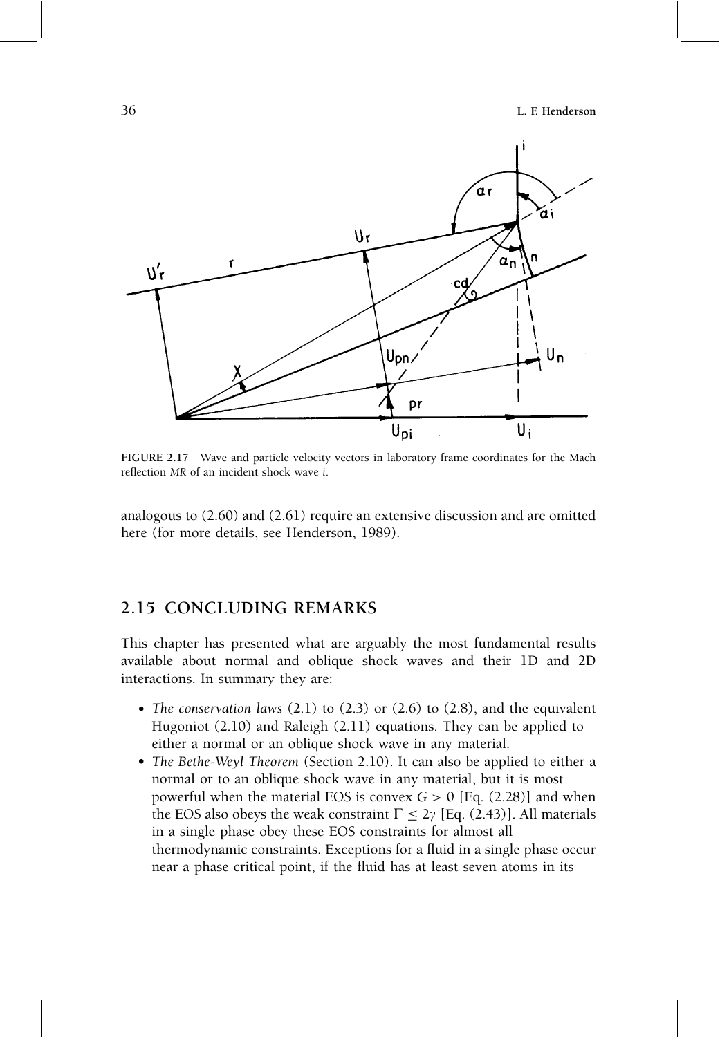**FIGURE 2.17** Wave and particle velocity vectors in laboratory frame coordinates for the Mach reflection *MR* of an incident shock wave *i*.

analogous to (2.60) and (2.61) require an extensive discussion and are omitted here (for more details, see Henderson, 1989).

## 2.15 CONCLUDING REMARKS

This chapter has presented what are arguably the most fundamental results available about normal and oblique shock waves and their 1D and 2D interactions. In summary they are:

- *The conservation laws* (2.1) to (2.3) or (2.6) to (2.8), and the equivalent Hugoniot (2.10) and Raleigh (2.11) equations. They can be applied to either a normal or an oblique shock wave in any material.
- *The Bethe-Weyl Theorem* (Section 2.10). It can also be applied to either a normal or to an oblique shock wave in any material, but it is most powerful when the material EOS is convex $G > 0$ [Eq. (2.28)] and when the EOS also obeys the weak constraint $\Gamma \leq 2\gamma$ [Eq. (2.43)]. All materials in a single phase obey these EOS constraints for almost all thermodynamic constraints. Exceptions for a fluid in a single phase occur near a phase critical point, if the fluid has at least seven atoms in its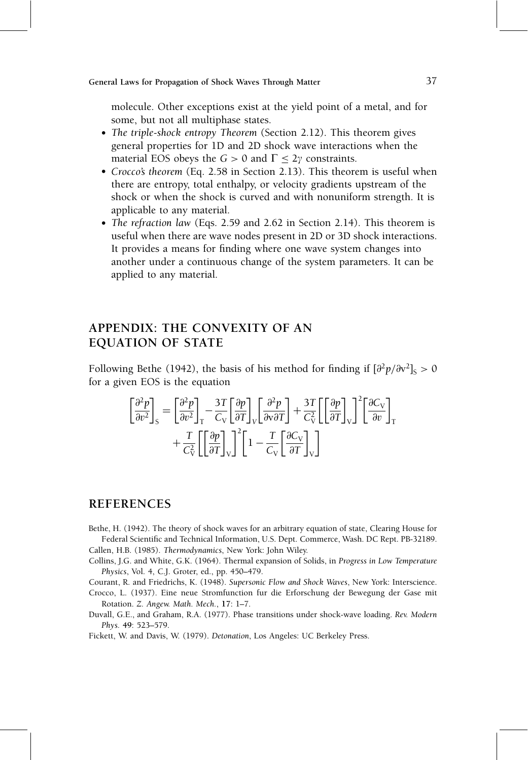molecule. Other exceptions exist at the yield point of a metal, and for some, but not all multiphase states.

- *The triple-shock entropy Theorem* (Section 2.12). This theorem gives general properties for 1D and 2D shock wave interactions when the material EOS obeys the $G > 0$ and $\Gamma \leq 2\gamma$ constraints.
- *Crocco's theorem* (Eq. 2.58 in Section 2.13). This theorem is useful when there are entropy, total enthalpy, or velocity gradients upstream of the shock or when the shock is curved and with nonuniform strength. It is applicable to any material.
- *The refraction law* (Eqs. 2.59 and 2.62 in Section 2.14). This theorem is useful when there are wave nodes present in 2D or 3D shock interactions. It provides a means for finding where one wave system changes into another under a continuous change of the system parameters. It can be applied to any material.

## APPENDIX: THE CONVEXITY OF AN EQUATION OF STATE

Following Bethe (1942), the basis of his method for finding if $[\partial^2 p/\partial v^2]_S > 0$ for a given EOS is the equation

$$\left[\frac{\partial^2 p}{\partial v^2}\right]_S = \left[\frac{\partial^2 p}{\partial v^2}\right]_T - \frac{3T}{C_V}\left[\frac{\partial p}{\partial T}\right]_V\left[\frac{\partial^2 p}{\partial v \partial T}\right] + \frac{3T}{C_V^2}\left[\left[\frac{\partial p}{\partial T}\right]_V\right]^2\left[\frac{\partial C_V}{\partial v}\right]_T + \frac{T}{C_V^2}\left[\left[\frac{\partial p}{\partial T}\right]_V\right]^2\left[1 - \frac{T}{C_V}\left[\frac{\partial C_V}{\partial T}\right]_V\right]$$

## REFERENCES

Bethe, H. (1942). The theory of shock waves for an arbitrary equation of state, Clearing House for Federal Scientific and Technical Information, U.S. Dept. Commerce, Wash. DC Rept. PB-32189.

Callen, H.B. (1985). *Thermodynamics*, New York: John Wiley.

Collins, J.G. and White, G.K. (1964). Thermal expansion of Solids, in *Progress in Low Temperature Physics*, Vol. 4, C.J. Groter, ed., pp. 450–479.

Courant, R. and Friedrichs, K. (1948). *Supersonic Flow and Shock Waves*, New York: Interscience.

Crocco, L. (1937). Eine neue Stromfunction fur die Erforschung der Bewegung der Gase mit Rotation. *Z. Angew. Math. Mech.*, **17**: 1–7.

Duvall, G.E., and Graham, R.A. (1977). Phase transitions under shock-wave loading. *Rev. Modern Phys.* **49**: 523–579.

Fickett, W. and Davis, W. (1979). *Detonation*, Los Angeles: UC Berkeley Press.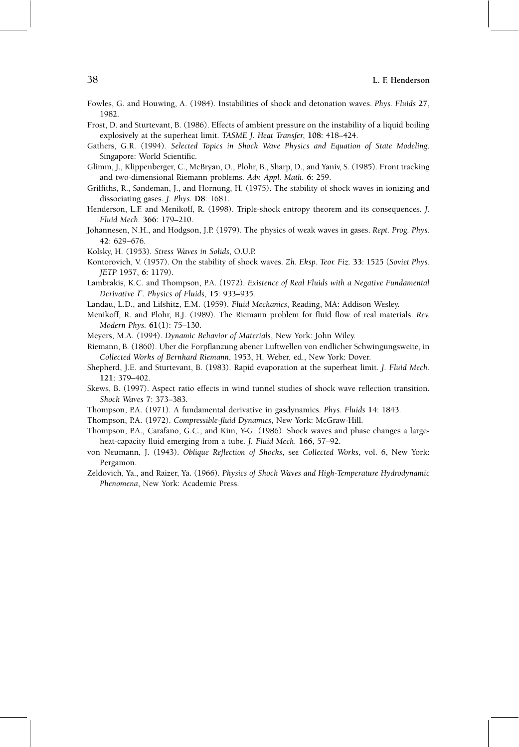Fowles, G. and Houwing, A. (1984). Instabilities of shock and detonation waves. *Phys. Fluids* **27**, 1982.

Frost, D. and Sturtevant, B. (1986). Effects of ambient pressure on the instability of a liquid boiling explosively at the superheat limit. *TASME J. Heat Transfer*, **108**: 418–424.

Gathers, G.R. (1994). *Selected Topics in Shock Wave Physics and Equation of State Modeling*. Singapore: World Scientific.

Glimm, J., Klippenberger, C., McBryan, O., Plohr, B., Sharp, D., and Yaniv, S. (1985). Front tracking and two-dimensional Riemann problems. *Adv. Appl. Math.* **6**: 259.

Griffiths, R., Sandeman, J., and Hornung, H. (1975). The stability of shock waves in ionizing and dissociating gases. *J. Phys.* **D8**: 1681.

Henderson, L.F. and Menikoff, R. (1998). Triple-shock entropy theorem and its consequences. *J. Fluid Mech.* **366**: 179–210.

Johannesen, N.H., and Hodgson, J.P. (1979). The physics of weak waves in gases. *Rept. Prog. Phys.* **42**: 629–676.

Kolsky, H. (1953). *Stress Waves in Solids*, O.U.P.

Kontorovich, V. (1957). On the stability of shock waves. *Zh. Eksp. Teor. Fiz.* **33**: 1525 (*Soviet Phys. JETP* 1957, **6**: 1179).

Lambrakis, K.C. and Thompson, P.A. (1972). *Existence of Real Fluids with a Negative Fundamental Derivative* $\Gamma$. *Physics of Fluids*, **15**: 933–935.

Landau, L.D., and Lifshitz, E.M. (1959). *Fluid Mechanics*, Reading, MA: Addison Wesley.

Menikoff, R. and Plohr, B.J. (1989). The Riemann problem for fluid flow of real materials. *Rev. Modern Phys.* **61**(1): 75–130.

Meyers, M.A. (1994). *Dynamic Behavior of Materials*, New York: John Wiley.

Riemann, B. (1860). Uber die Forpflanzung abener Luftwellen von endlicher Schwingungsweite, in *Collected Works of Bernhard Riemann*, 1953, H. Weber, ed., New York: Dover.

Shepherd, J.E. and Sturtevant, B. (1983). Rapid evaporation at the superheat limit. *J. Fluid Mech.* **121**: 379–402.

Skews, B. (1997). Aspect ratio effects in wind tunnel studies of shock wave reflection transition. *Shock Waves* **7**: 373–383.

Thompson, P.A. (1971). A fundamental derivative in gasdynamics. *Phys. Fluids* **14**: 1843.

Thompson, P.A. (1972). *Compressible-fluid Dynamics*, New York: McGraw-Hill.

Thompson, P.A., Carafano, G.C., and Kim, Y-G. (1986). Shock waves and phase changes a large-heat-capacity fluid emerging from a tube. *J. Fluid Mech.* **166**, 57–92.

von Neumann, J. (1943). *Oblique Reflection of Shocks*, see *Collected Works*, vol. 6, New York: Pergamon.

Zeldovich, Ya., and Raizer, Ya. (1966). *Physics of Shock Waves and High-Temperature Hydrodynamic Phenomena*, New York: Academic Press.